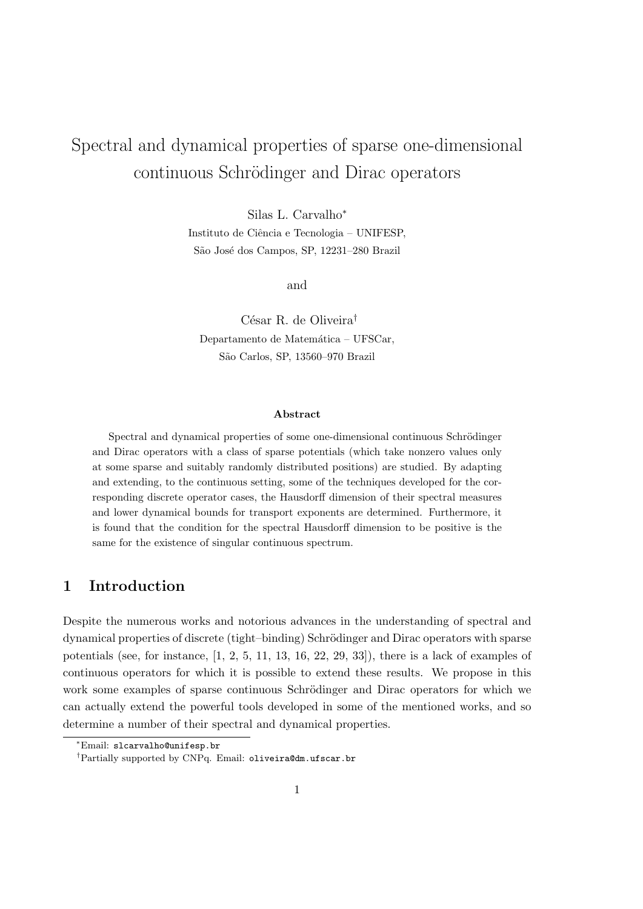# Spectral and dynamical properties of sparse one-dimensional continuous Schrödinger and Dirac operators

Silas L. Carvalho*

Instituto de Ciência e Tecnologia – UNIFESP,

São José dos Campos, SP, 12231–280 Brazil

and

César R. de Oliveira†

Departamento de Matemática – UFSCar,

São Carlos, SP, 13560–970 Brazil

### Abstract

Spectral and dynamical properties of some one-dimensional continuous Schrödinger and Dirac operators with a class of sparse potentials (which take nonzero values only at some sparse and suitably randomly distributed positions) are studied. By adapting and extending, to the continuous setting, some of the techniques developed for the corresponding discrete operator cases, the Hausdorff dimension of their spectral measures and lower dynamical bounds for transport exponents are determined. Furthermore, it is found that the condition for the spectral Hausdorff dimension to be positive is the same for the existence of singular continuous spectrum.

## 1 Introduction

Despite the numerous works and notorious advances in the understanding of spectral and dynamical properties of discrete (tight–binding) Schrödinger and Dirac operators with sparse potentials (see, for instance, [1, 2, 5, 11, 13, 16, 22, 29, 33]), there is a lack of examples of continuous operators for which it is possible to extend these results. We propose in this work some examples of sparse continuous Schrödinger and Dirac operators for which we can actually extend the powerful tools developed in some of the mentioned works, and so determine a number of their spectral and dynamical properties.

*Email: slcarvalho@unifesp.br

†Partially supported by CNPq. Email: oliveira@dm.ufscar.br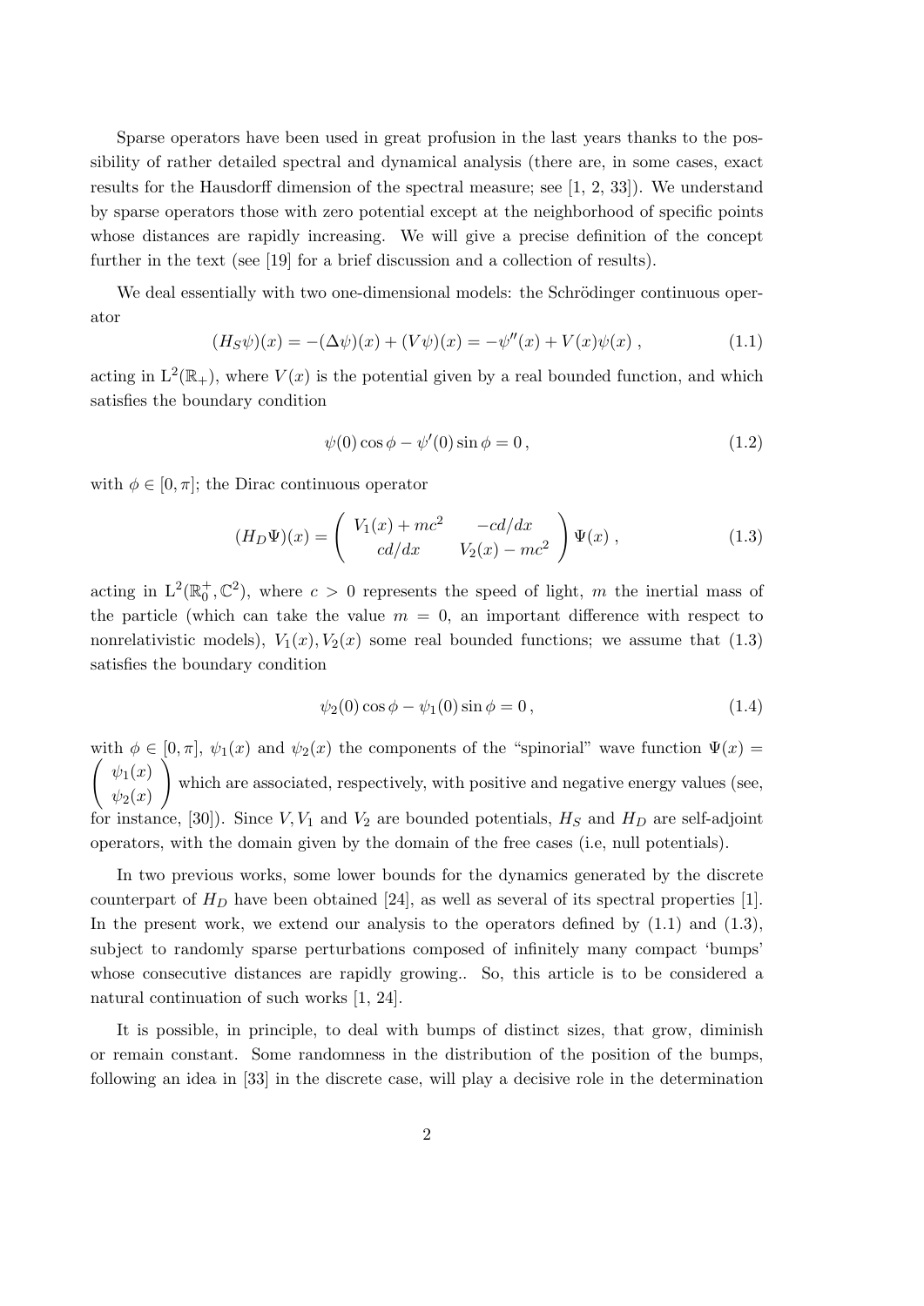Sparse operators have been used in great profusion in the last years thanks to the possibility of rather detailed spectral and dynamical analysis (there are, in some cases, exact results for the Hausdorff dimension of the spectral measure; see [1, 2, 33]). We understand by sparse operators those with zero potential except at the neighborhood of specific points whose distances are rapidly increasing. We will give a precise definition of the concept further in the text (see [19] for a brief discussion and a collection of results).

We deal essentially with two one-dimensional models: the Schrödinger continuous operator

$$(H_S\psi)(x) = -(\Delta\psi)(x) + (V\psi)(x) = -\psi''(x) + V(x)\psi(x) \,, \tag{1.1}$$

acting in $\mathrm{L}^2(\mathbb{R}_+)$, where $V(x)$ is the potential given by a real bounded function, and which satisfies the boundary condition

$$\psi(0)\cos\phi - \psi'(0)\sin\phi = 0 \,, \tag{1.2}$$

with $\phi \in [0, \pi]$; the Dirac continuous operator

$$(H_D\Psi)(x) = \begin{pmatrix} V_1(x) + mc^2 & -cd/dx \\ cd/dx & V_2(x) - mc^2 \end{pmatrix} \Psi(x) \,, \tag{1.3}$$

acting in $\mathrm{L}^2(\mathbb{R}_0^+, \mathbb{C}^2)$, where $c > 0$ represents the speed of light, $m$ the inertial mass of the particle (which can take the value $m = 0$, an important difference with respect to nonrelativistic models), $V_1(x), V_2(x)$ some real bounded functions; we assume that (1.3) satisfies the boundary condition

$$\psi_2(0)\cos\phi - \psi_1(0)\sin\phi = 0 \,, \tag{1.4}$$

with $\phi \in [0, \pi]$, $\psi_1(x)$ and $\psi_2(x)$ the components of the "spinorial" wave function $\Psi(x) = \begin{pmatrix} \psi_1(x) \\ \psi_2(x) \end{pmatrix}$ which are associated, respectively, with positive and negative energy values (see, for instance, [30]). Since $V, V_1$ and $V_2$ are bounded potentials, $H_S$ and $H_D$ are self-adjoint operators, with the domain given by the domain of the free cases (i.e, null potentials).

In two previous works, some lower bounds for the dynamics generated by the discrete counterpart of $H_D$ have been obtained [24], as well as several of its spectral properties [1]. In the present work, we extend our analysis to the operators defined by (1.1) and (1.3), subject to randomly sparse perturbations composed of infinitely many compact 'bumps' whose consecutive distances are rapidly growing.. So, this article is to be considered a natural continuation of such works [1, 24].

It is possible, in principle, to deal with bumps of distinct sizes, that grow, diminish or remain constant. Some randomness in the distribution of the position of the bumps, following an idea in [33] in the discrete case, will play a decisive role in the determination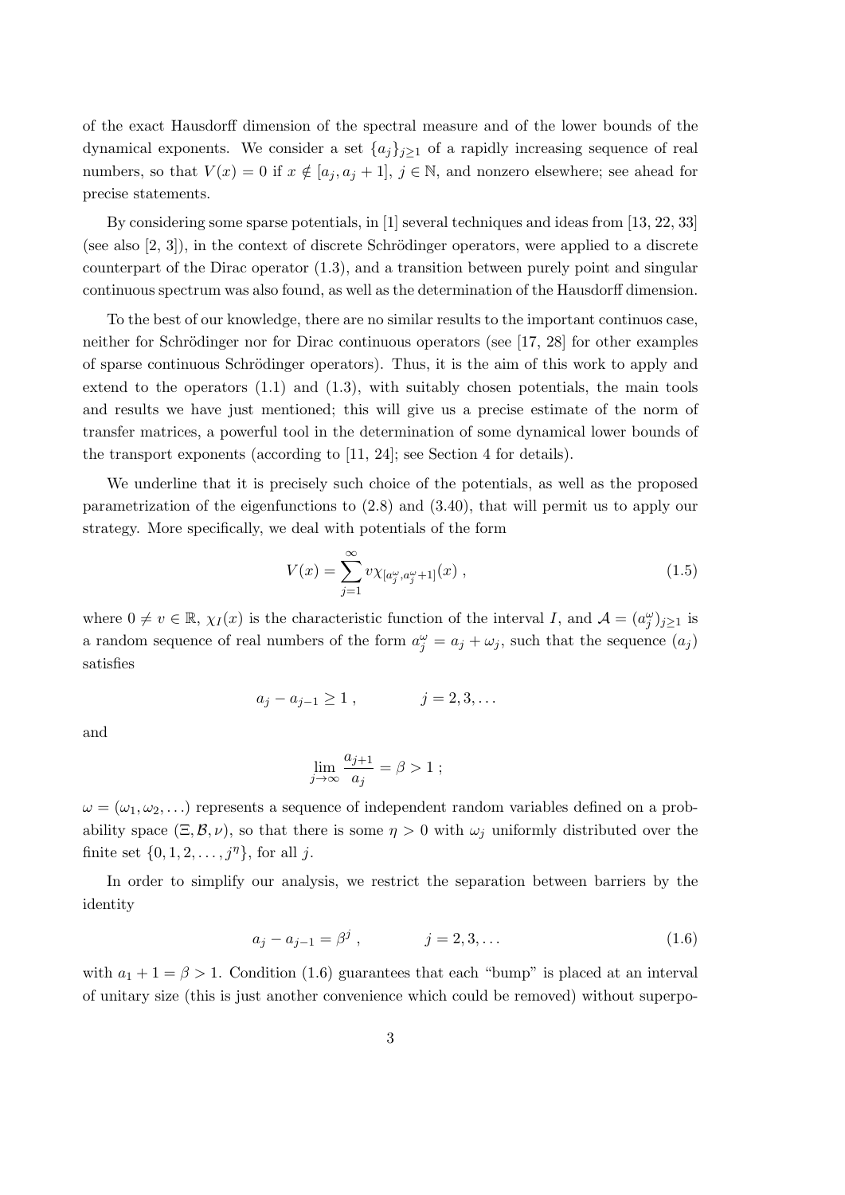of the exact Hausdorff dimension of the spectral measure and of the lower bounds of the dynamical exponents. We consider a set $\{a_j\}_{j\geq 1}$ of a rapidly increasing sequence of real numbers, so that $V(x) = 0$ if $x \notin [a_j, a_j+1]$, $j \in \mathbb{N}$, and nonzero elsewhere; see ahead for precise statements.

By considering some sparse potentials, in [1] several techniques and ideas from [13, 22, 33] (see also [2, 3]), in the context of discrete Schrödinger operators, were applied to a discrete counterpart of the Dirac operator (1.3), and a transition between purely point and singular continuous spectrum was also found, as well as the determination of the Hausdorff dimension.

To the best of our knowledge, there are no similar results to the important continuos case, neither for Schrödinger nor for Dirac continuous operators (see [17, 28] for other examples of sparse continuous Schrödinger operators). Thus, it is the aim of this work to apply and extend to the operators (1.1) and (1.3), with suitably chosen potentials, the main tools and results we have just mentioned; this will give us a precise estimate of the norm of transfer matrices, a powerful tool in the determination of some dynamical lower bounds of the transport exponents (according to [11, 24]; see Section 4 for details).

We underline that it is precisely such choice of the potentials, as well as the proposed parametrization of the eigenfunctions to (2.8) and (3.40), that will permit us to apply our strategy. More specifically, we deal with potentials of the form

$$V(x) = \sum_{j=1}^{\infty} v\chi_{[a_j^\omega, a_j^\omega+1]}(x) \,, \tag{1.5}$$

where $0 \neq v \in \mathbb{R}$, $\chi_I(x)$ is the characteristic function of the interval $I$, and $\mathcal{A} = (a_j^\omega)_{j\geq 1}$ is a random sequence of real numbers of the form $a_j^\omega = a_j + \omega_j$, such that the sequence $(a_j)$ satisfies

$$a_j - a_{j-1} \geq 1 \,, \qquad\qquad j = 2, 3, \ldots$$

and

$$\lim_{j\to\infty} \frac{a_{j+1}}{a_j} = \beta > 1 \,;$$

$\omega = (\omega_1, \omega_2, \ldots)$ represents a sequence of independent random variables defined on a probability space $(\Xi, \mathcal{B}, \nu)$, so that there is some $\eta > 0$ with $\omega_j$ uniformly distributed over the finite set $\{0, 1, 2, \ldots, j^\eta\}$, for all $j$.

In order to simplify our analysis, we restrict the separation between barriers by the identity

$$a_j - a_{j-1} = \beta^j \,, \qquad\qquad j = 2, 3, \ldots \tag{1.6}$$

with $a_1 + 1 = \beta > 1$. Condition (1.6) guarantees that each "bump" is placed at an interval of unitary size (this is just another convenience which could be removed) without superpo-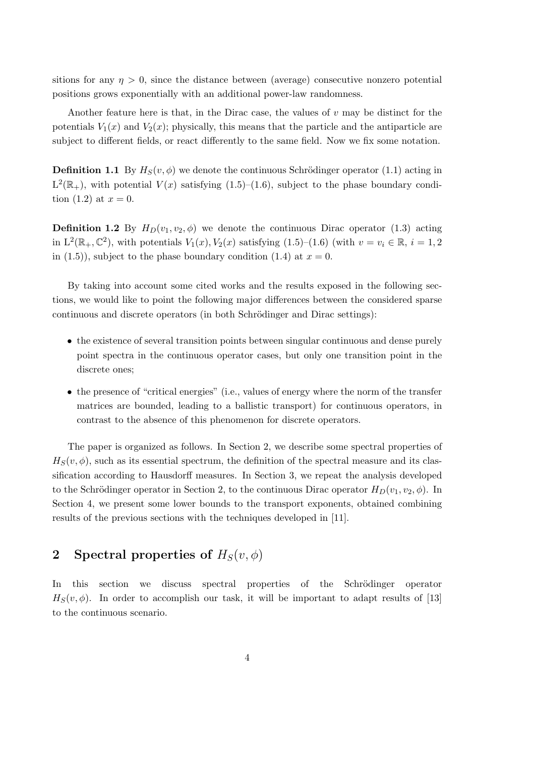sitions for any $\eta > 0$, since the distance between (average) consecutive nonzero potential positions grows exponentially with an additional power-law randomness.

Another feature here is that, in the Dirac case, the values of $v$ may be distinct for the potentials $V_1(x)$ and $V_2(x)$; physically, this means that the particle and the antiparticle are subject to different fields, or react differently to the same field. Now we fix some notation.

**Definition 1.1** By $H_S(v, \phi)$ we denote the continuous Schrödinger operator (1.1) acting in $\mathrm{L}^2(\mathbb{R}_+)$, with potential $V(x)$ satisfying (1.5)–(1.6), subject to the phase boundary condition (1.2) at $x = 0$.

**Definition 1.2** By $H_D(v_1, v_2, \phi)$ we denote the continuous Dirac operator (1.3) acting in $\mathrm{L}^2(\mathbb{R}_+, \mathbb{C}^2)$, with potentials $V_1(x), V_2(x)$ satisfying (1.5)–(1.6) (with $v = v_i \in \mathbb{R}$, $i = 1, 2$ in (1.5)), subject to the phase boundary condition (1.4) at $x = 0$.

By taking into account some cited works and the results exposed in the following sections, we would like to point the following major differences between the considered sparse continuous and discrete operators (in both Schrödinger and Dirac settings):

- the existence of several transition points between singular continuous and dense purely point spectra in the continuous operator cases, but only one transition point in the discrete ones;
- the presence of "critical energies" (i.e., values of energy where the norm of the transfer matrices are bounded, leading to a ballistic transport) for continuous operators, in contrast to the absence of this phenomenon for discrete operators.

The paper is organized as follows. In Section 2, we describe some spectral properties of $H_S(v, \phi)$, such as its essential spectrum, the definition of the spectral measure and its classification according to Hausdorff measures. In Section 3, we repeat the analysis developed to the Schrödinger operator in Section 2, to the continuous Dirac operator $H_D(v_1, v_2, \phi)$. In Section 4, we present some lower bounds to the transport exponents, obtained combining results of the previous sections with the techniques developed in [11].

## 2 Spectral properties of $H_S(v, \phi)$

In this section we discuss spectral properties of the Schrödinger operator $H_S(v, \phi)$. In order to accomplish our task, it will be important to adapt results of [13] to the continuous scenario.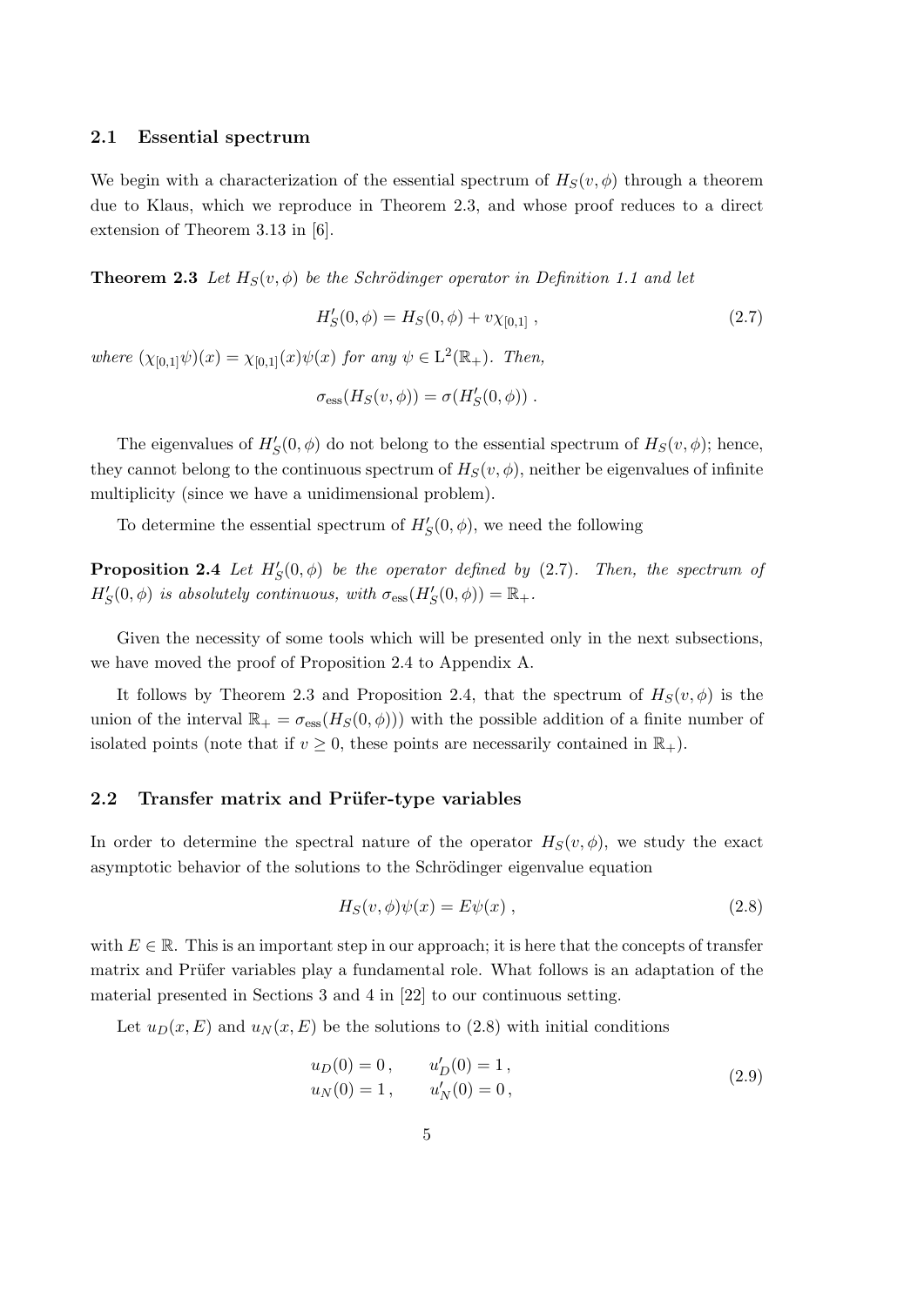### 2.1 Essential spectrum

We begin with a characterization of the essential spectrum of $H_S(v,\phi)$ through a theorem due to Klaus, which we reproduce in Theorem 2.3, and whose proof reduces to a direct extension of Theorem 3.13 in [6].

**Theorem 2.3** *Let $H_S(v,\phi)$ be the Schrödinger operator in Definition 1.1 and let*

$$H'_S(0,\phi) = H_S(0,\phi) + v\chi_{[0,1]} \,, \tag{2.7}$$

*where $(\chi_{[0,1]}\psi)(x) = \chi_{[0,1]}(x)\psi(x)$ for any $\psi \in \mathrm{L}^2(\mathbb{R}_+)$. Then,*

$$\sigma_{\mathrm{ess}}(H_S(v,\phi)) = \sigma(H'_S(0,\phi)) \,.$$

The eigenvalues of $H'_S(0,\phi)$ do not belong to the essential spectrum of $H_S(v,\phi)$; hence, they cannot belong to the continuous spectrum of $H_S(v,\phi)$, neither be eigenvalues of infinite multiplicity (since we have a unidimensional problem).

To determine the essential spectrum of $H'_S(0,\phi)$, we need the following

**Proposition 2.4** *Let $H'_S(0,\phi)$ be the operator defined by (2.7). Then, the spectrum of $H'_S(0,\phi)$ is absolutely continuous, with $\sigma_{\mathrm{ess}}(H'_S(0,\phi)) = \mathbb{R}_+$.*

Given the necessity of some tools which will be presented only in the next subsections, we have moved the proof of Proposition 2.4 to Appendix A.

It follows by Theorem 2.3 and Proposition 2.4, that the spectrum of $H_S(v,\phi)$ is the union of the interval $\mathbb{R}_+ = \sigma_{\mathrm{ess}}(H_S(0,\phi)))$ with the possible addition of a finite number of isolated points (note that if $v \geq 0$, these points are necessarily contained in $\mathbb{R}_+$).

### 2.2 Transfer matrix and Prüfer-type variables

In order to determine the spectral nature of the operator $H_S(v,\phi)$, we study the exact asymptotic behavior of the solutions to the Schrödinger eigenvalue equation

$$H_S(v,\phi)\psi(x) = E\psi(x) \,, \tag{2.8}$$

with $E \in \mathbb{R}$. This is an important step in our approach; it is here that the concepts of transfer matrix and Prüfer variables play a fundamental role. What follows is an adaptation of the material presented in Sections 3 and 4 in [22] to our continuous setting.

Let $u_D(x,E)$ and $u_N(x,E)$ be the solutions to (2.8) with initial conditions

$$\begin{aligned} u_D(0) &= 0 \,, \qquad u'_D(0) = 1 \,, \\ u_N(0) &= 1 \,, \qquad u'_N(0) = 0 \,, \end{aligned} \tag{2.9}$$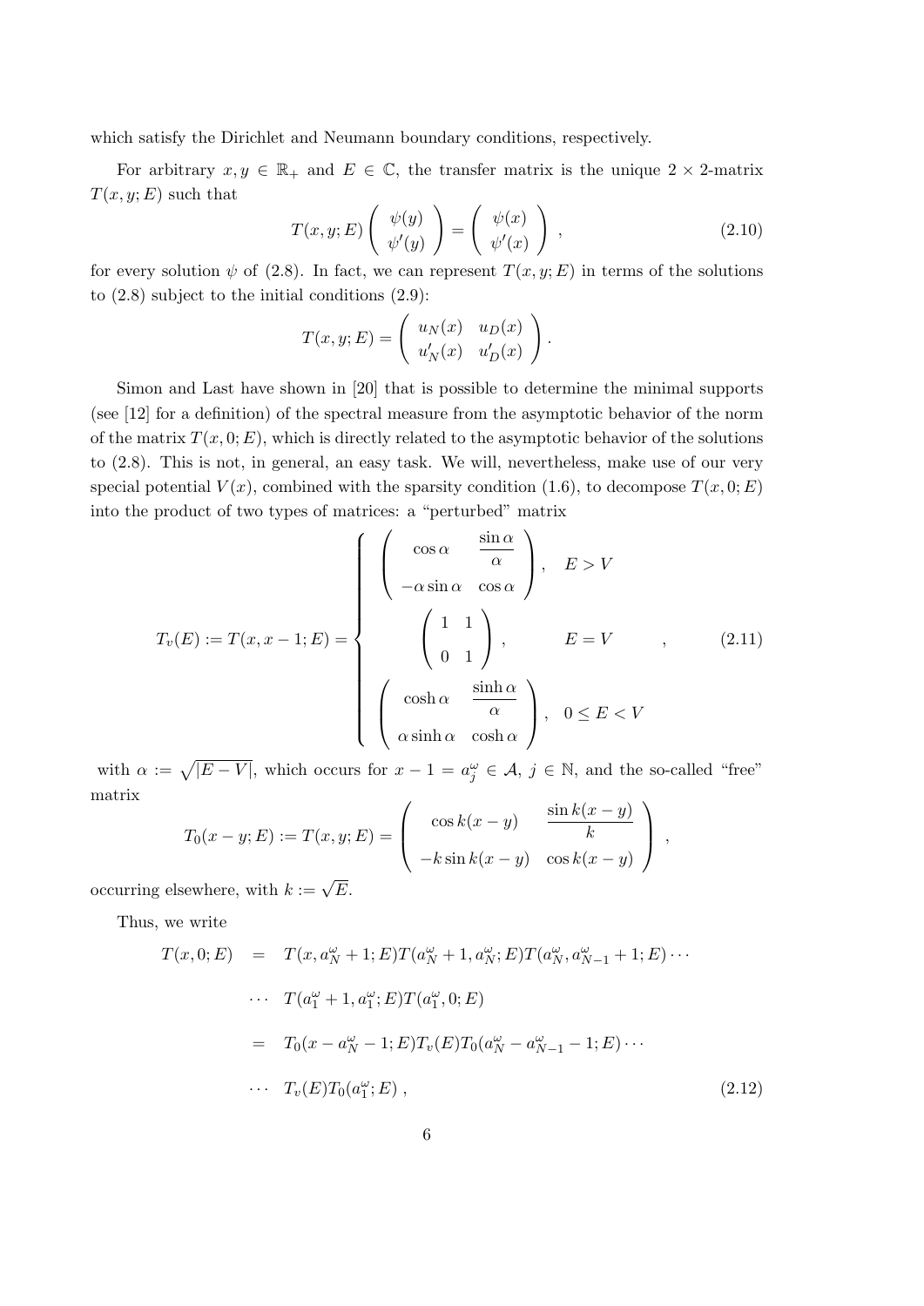which satisfy the Dirichlet and Neumann boundary conditions, respectively.

For arbitrary $x, y \in \mathbb{R}_+$ and $E \in \mathbb{C}$, the transfer matrix is the unique $2 \times 2$-matrix $T(x, y; E)$ such that

$$T(x, y; E) \begin{pmatrix} \psi(y) \\ \psi'(y) \end{pmatrix} = \begin{pmatrix} \psi(x) \\ \psi'(x) \end{pmatrix} , \tag{2.10}$$

for every solution $\psi$ of (2.8). In fact, we can represent $T(x, y; E)$ in terms of the solutions to (2.8) subject to the initial conditions (2.9):

$$T(x, y; E) = \begin{pmatrix} u_N(x) & u_D(x) \\ u_N'(x) & u_D'(x) \end{pmatrix} .$$

Simon and Last have shown in [20] that is possible to determine the minimal supports (see [12] for a definition) of the spectral measure from the asymptotic behavior of the norm of the matrix $T(x, 0; E)$, which is directly related to the asymptotic behavior of the solutions to (2.8). This is not, in general, an easy task. We will, nevertheless, make use of our very special potential $V(x)$, combined with the sparsity condition (1.6), to decompose $T(x, 0; E)$ into the product of two types of matrices: a "perturbed" matrix

$$T_v(E) := T(x, x-1; E) = \begin{cases} \begin{pmatrix} \cos\alpha & \dfrac{\sin\alpha}{\alpha} \\ -\alpha\sin\alpha & \cos\alpha \end{pmatrix}, & E > V \\[2ex] \begin{pmatrix} 1 & 1 \\ 0 & 1 \end{pmatrix}, & E = V \\[2ex] \begin{pmatrix} \cosh\alpha & \dfrac{\sinh\alpha}{\alpha} \\ \alpha\sinh\alpha & \cosh\alpha \end{pmatrix}, & 0 \le E < V \end{cases} , \tag{2.11}$$

with $\alpha := \sqrt{|E - V|}$, which occurs for $x - 1 = a_j^\omega \in \mathcal{A}$, $j \in \mathbb{N}$, and the so-called "free" matrix

$$T_0(x - y; E) := T(x, y; E) = \begin{pmatrix} \cos k(x-y) & \dfrac{\sin k(x-y)}{k} \\ -k\sin k(x-y) & \cos k(x-y) \end{pmatrix} ,$$

occurring elsewhere, with $k := \sqrt{E}$.

Thus, we write

$$\begin{aligned} T(x, 0; E) &= T(x, a_N^\omega + 1; E) T(a_N^\omega + 1, a_N^\omega; E) T(a_N^\omega, a_{N-1}^\omega + 1; E) \cdots \\ &\cdots\ T(a_1^\omega + 1, a_1^\omega; E) T(a_1^\omega, 0; E) \\ &= T_0(x - a_N^\omega - 1; E) T_v(E) T_0(a_N^\omega - a_{N-1}^\omega - 1; E) \cdots \\ &\cdots\ T_v(E) T_0(a_1^\omega; E) , \end{aligned} \tag{2.12}$$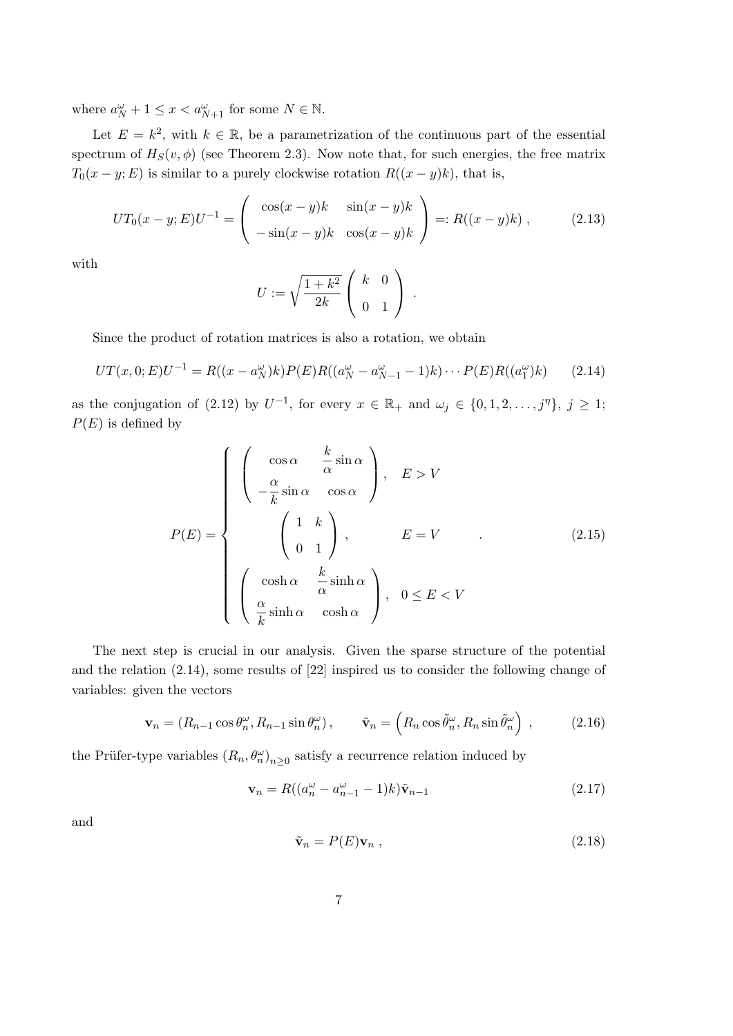where $a_N^\omega + 1 \le x < a_{N+1}^\omega$ for some $N \in \mathbb{N}$.

Let $E = k^2$, with $k \in \mathbb{R}$, be a parametrization of the continuous part of the essential spectrum of $H_S(v, \phi)$ (see Theorem 2.3). Now note that, for such energies, the free matrix $T_0(x-y; E)$ is similar to a purely clockwise rotation $R((x-y)k)$, that is,

$$UT_0(x-y;E)U^{-1} = \begin{pmatrix} \cos(x-y)k & \sin(x-y)k \\ -\sin(x-y)k & \cos(x-y)k \end{pmatrix} =: R((x-y)k) \ , \tag{2.13}$$

with

$$U := \sqrt{\frac{1+k^2}{2k}} \begin{pmatrix} k & 0 \\ 0 & 1 \end{pmatrix} .$$

Since the product of rotation matrices is also a rotation, we obtain

$$UT(x,0;E)U^{-1} = R((x - a_N^\omega)k)P(E)R((a_N^\omega - a_{N-1}^\omega - 1)k) \cdots P(E)R((a_1^\omega)k) \tag{2.14}$$

as the conjugation of (2.12) by $U^{-1}$, for every $x \in \mathbb{R}_+$ and $\omega_j \in \{0, 1, 2, \ldots, j^\eta\}$, $j \ge 1$; $P(E)$ is defined by

$$P(E) = \begin{cases} \begin{pmatrix} \cos\alpha & \dfrac{k}{\alpha}\sin\alpha \\ -\dfrac{\alpha}{k}\sin\alpha & \cos\alpha \end{pmatrix}, & E > V \\[2ex] \begin{pmatrix} 1 & k \\ 0 & 1 \end{pmatrix}, & E = V \\[2ex] \begin{pmatrix} \cosh\alpha & \dfrac{k}{\alpha}\sinh\alpha \\ \dfrac{\alpha}{k}\sinh\alpha & \cosh\alpha \end{pmatrix}, & 0 \le E < V \end{cases} . \tag{2.15}$$

The next step is crucial in our analysis. Given the sparse structure of the potential and the relation (2.14), some results of [22] inspired us to consider the following change of variables: given the vectors

$$\mathbf{v}_n = (R_{n-1}\cos\theta_n^\omega, R_{n-1}\sin\theta_n^\omega), \qquad \tilde{\mathbf{v}}_n = \left(R_n\cos\tilde{\theta}_n^\omega, R_n\sin\tilde{\theta}_n^\omega\right) , \tag{2.16}$$

the Prüfer-type variables $(R_n, \theta_n^\omega)_{n\ge0}$ satisfy a recurrence relation induced by

$$\mathbf{v}_n = R((a_n^\omega - a_{n-1}^\omega - 1)k)\tilde{\mathbf{v}}_{n-1} \tag{2.17}$$

and

$$\tilde{\mathbf{v}}_n = P(E)\mathbf{v}_n , \tag{2.18}$$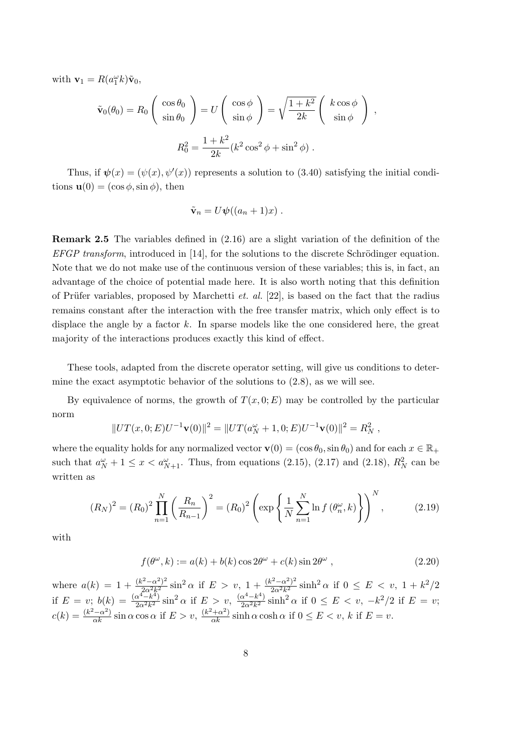with $\mathbf{v}_1 = R(a_1^\omega k)\tilde{\mathbf{v}}_0$,

$$\tilde{\mathbf{v}}_0(\theta_0) = R_0 \begin{pmatrix} \cos\theta_0 \\ \sin\theta_0 \end{pmatrix} = U \begin{pmatrix} \cos\phi \\ \sin\phi \end{pmatrix} = \sqrt{\frac{1+k^2}{2k}} \begin{pmatrix} k\cos\phi \\ \sin\phi \end{pmatrix} ,$$

$$R_0^2 = \frac{1+k^2}{2k}(k^2\cos^2\phi + \sin^2\phi) .$$

Thus, if $\boldsymbol{\psi}(x) = (\psi(x), \psi'(x))$ represents a solution to (3.40) satisfying the initial conditions $\mathbf{u}(0) = (\cos\phi, \sin\phi)$, then

$$\tilde{\mathbf{v}}_n = U\boldsymbol{\psi}((a_n+1)x) .$$

**Remark 2.5** The variables defined in (2.16) are a slight variation of the definition of the *EFGP transform*, introduced in [14], for the solutions to the discrete Schrödinger equation. Note that we do not make use of the continuous version of these variables; this is, in fact, an advantage of the choice of potential made here. It is also worth noting that this definition of Prüfer variables, proposed by Marchetti *et. al.* [22], is based on the fact that the radius remains constant after the interaction with the free transfer matrix, which only effect is to displace the angle by a factor $k$. In sparse models like the one considered here, the great majority of the interactions produces exactly this kind of effect.

These tools, adapted from the discrete operator setting, will give us conditions to determine the exact asymptotic behavior of the solutions to (2.8), as we will see.

By equivalence of norms, the growth of $T(x,0;E)$ may be controlled by the particular norm

$$\|UT(x,0;E)U^{-1}\mathbf{v}(0)\|^2 = \|UT(a_N^\omega+1,0;E)U^{-1}\mathbf{v}(0)\|^2 = R_N^2 ,$$

where the equality holds for any normalized vector $\mathbf{v}(0) = (\cos\theta_0, \sin\theta_0)$ and for each $x \in \mathbb{R}_+$ such that $a_N^\omega + 1 \leq x < a_{N+1}^\omega$. Thus, from equations (2.15), (2.17) and (2.18), $R_N^2$ can be written as

$$(R_N)^2 = (R_0)^2 \prod_{n=1}^{N} \left(\frac{R_n}{R_{n-1}}\right)^2 = (R_0)^2 \left(\exp\left\{\frac{1}{N}\sum_{n=1}^{N} \ln f\left(\theta_n^\omega, k\right)\right\}\right)^N , \tag{2.19}$$

with

$$f(\theta^\omega, k) := a(k) + b(k)\cos 2\theta^\omega + c(k)\sin 2\theta^\omega , \tag{2.20}$$

where $a(k) = 1 + \frac{(k^2-\alpha^2)^2}{2\alpha^2k^2}\sin^2\alpha$ if $E > v$, $1 + \frac{(k^2-\alpha^2)^2}{2\alpha^2k^2}\sinh^2\alpha$ if $0 \leq E < v$, $1 + k^2/2$ if $E = v$; $b(k) = \frac{(\alpha^4-k^4)}{2\alpha^2k^2}\sin^2\alpha$ if $E > v$, $\frac{(\alpha^4-k^4)}{2\alpha^2k^2}\sinh^2\alpha$ if $0 \leq E < v$, $-k^2/2$ if $E = v$; $c(k) = \frac{(k^2-\alpha^2)}{\alpha k}\sin\alpha\cos\alpha$ if $E > v$, $\frac{(k^2+\alpha^2)}{\alpha k}\sinh\alpha\cosh\alpha$ if $0 \leq E < v$, $k$ if $E = v$.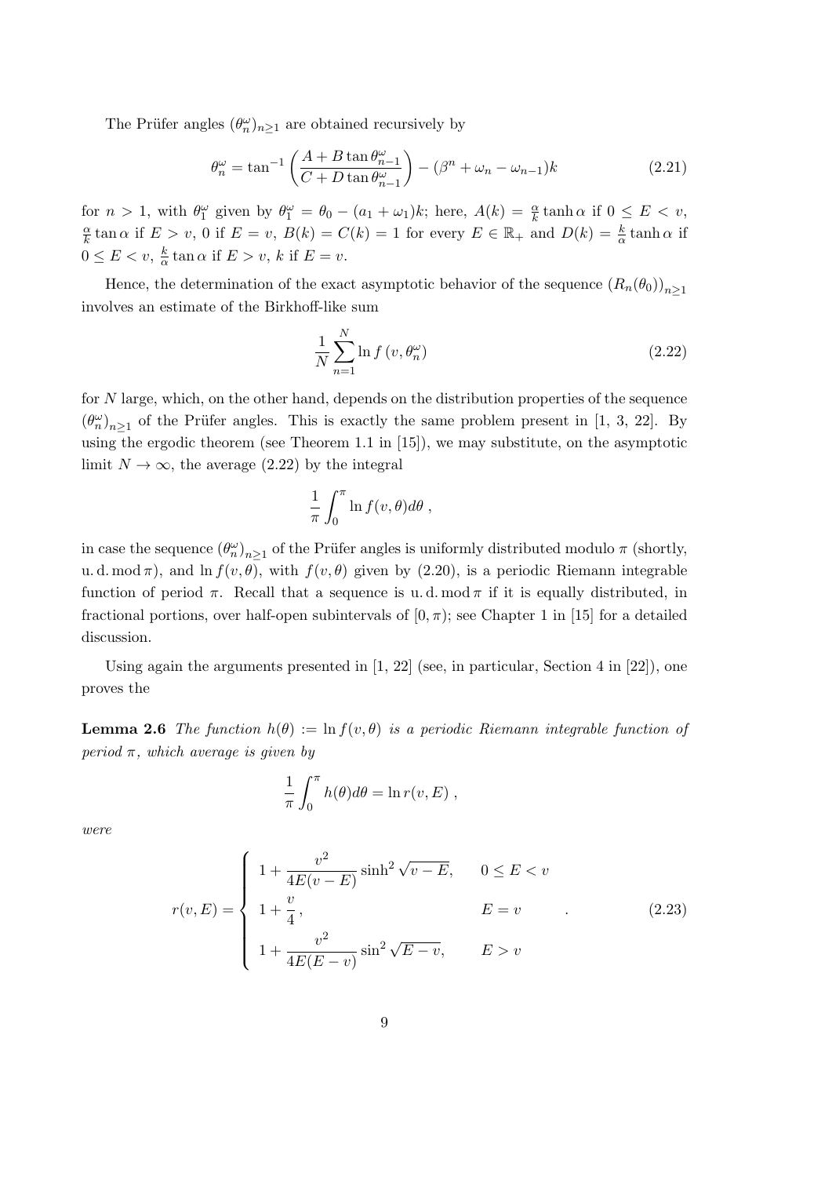The Prüfer angles $(\theta_n^\omega)_{n\geq 1}$ are obtained recursively by

$$\theta_n^\omega = \tan^{-1}\left(\frac{A + B\tan\theta_{n-1}^\omega}{C + D\tan\theta_{n-1}^\omega}\right) - (\beta^n + \omega_n - \omega_{n-1})k \tag{2.21}$$

for $n > 1$, with $\theta_1^\omega$ given by $\theta_1^\omega = \theta_0 - (a_1 + \omega_1)k$; here, $A(k) = \frac{\alpha}{k}\tanh\alpha$ if $0 \leq E < v$, $\frac{\alpha}{k}\tan\alpha$ if $E > v$, $0$ if $E = v$, $B(k) = C(k) = 1$ for every $E \in \mathbb{R}_+$ and $D(k) = \frac{k}{\alpha}\tanh\alpha$ if $0 \leq E < v$, $\frac{k}{\alpha}\tan\alpha$ if $E > v$, $k$ if $E = v$.

Hence, the determination of the exact asymptotic behavior of the sequence $(R_n(\theta_0))_{n\geq 1}$ involves an estimate of the Birkhoff-like sum

$$\frac{1}{N}\sum_{n=1}^{N}\ln f\left(v, \theta_n^\omega\right) \tag{2.22}$$

for $N$ large, which, on the other hand, depends on the distribution properties of the sequence $(\theta_n^\omega)_{n\geq 1}$ of the Prüfer angles. This is exactly the same problem present in [1, 3, 22]. By using the ergodic theorem (see Theorem 1.1 in [15]), we may substitute, on the asymptotic limit $N \to \infty$, the average (2.22) by the integral

$$\frac{1}{\pi}\int_0^\pi \ln f(v, \theta)d\theta \ ,$$

in case the sequence $(\theta_n^\omega)_{n\geq 1}$ of the Prüfer angles is uniformly distributed modulo $\pi$ (shortly, u. d. mod $\pi$), and $\ln f(v, \theta)$, with $f(v, \theta)$ given by (2.20), is a periodic Riemann integrable function of period $\pi$. Recall that a sequence is u. d. mod $\pi$ if it is equally distributed, in fractional portions, over half-open subintervals of $[0, \pi)$; see Chapter 1 in [15] for a detailed discussion.

Using again the arguments presented in [1, 22] (see, in particular, Section 4 in [22]), one proves the

**Lemma 2.6** *The function $h(\theta) := \ln f(v, \theta)$ is a periodic Riemann integrable function of period $\pi$, which average is given by*

$$\frac{1}{\pi}\int_0^\pi h(\theta)d\theta = \ln r(v, E) \ ,$$

*were*

$$r(v, E) = \begin{cases} 1 + \dfrac{v^2}{4E(v-E)}\sinh^2\sqrt{v-E}, & 0 \leq E < v \\ 1 + \dfrac{v}{4}, & E = v \\ 1 + \dfrac{v^2}{4E(E-v)}\sin^2\sqrt{E-v}, & E > v \end{cases} \ . \tag{2.23}$$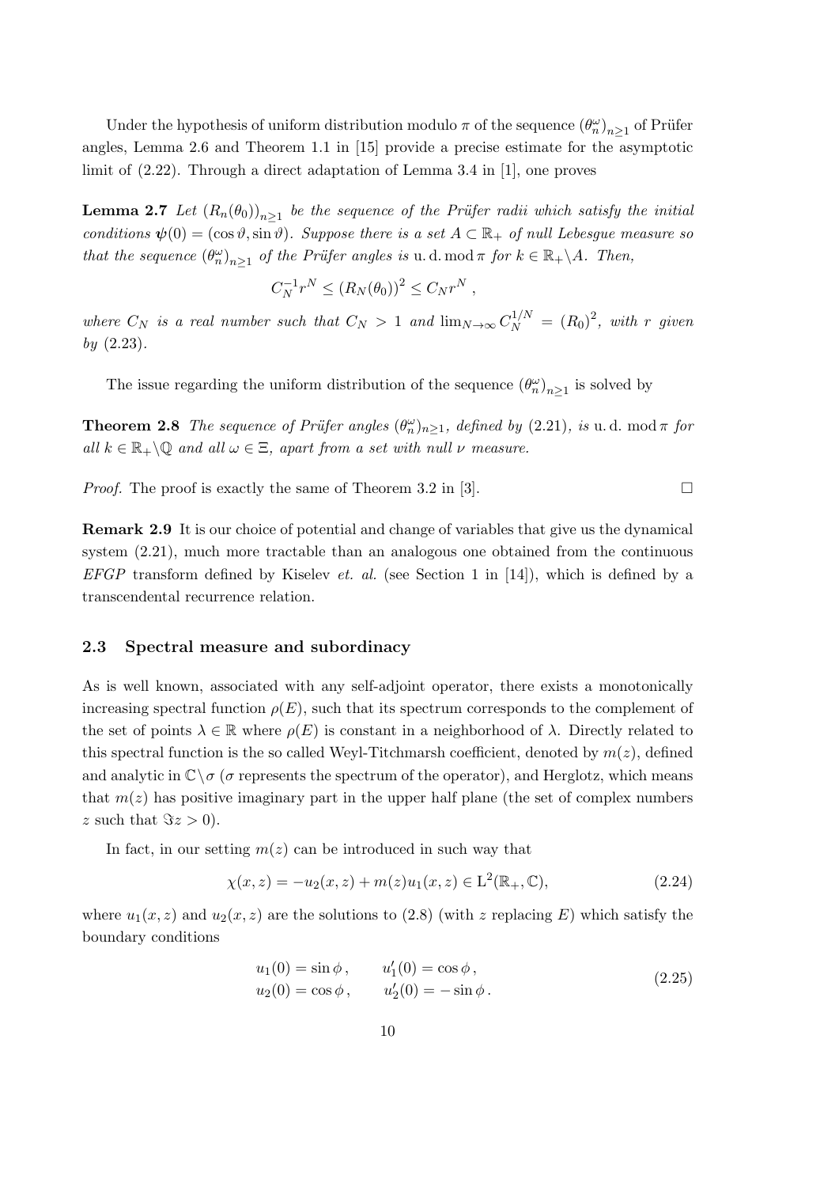Under the hypothesis of uniform distribution modulo $\pi$ of the sequence $(\theta_n^\omega)_{n\geq 1}$ of Prüfer angles, Lemma 2.6 and Theorem 1.1 in [15] provide a precise estimate for the asymptotic limit of (2.22). Through a direct adaptation of Lemma 3.4 in [1], one proves

**Lemma 2.7** *Let $(R_n(\theta_0))_{n\geq 1}$ be the sequence of the Prüfer radii which satisfy the initial conditions $\boldsymbol{\psi}(0) = (\cos\vartheta, \sin\vartheta)$. Suppose there is a set $A \subset \mathbb{R}_+$ of null Lebesgue measure so that the sequence $(\theta_n^\omega)_{n\geq 1}$ of the Prüfer angles is* u. d. mod $\pi$ *for $k \in \mathbb{R}_+\backslash A$. Then,*

$$C_N^{-1} r^N \leq (R_N(\theta_0))^2 \leq C_N r^N \,,$$

*where $C_N$ is a real number such that $C_N > 1$ and $\lim_{N\to\infty} C_N^{1/N} = (R_0)^2$, with $r$ given by* (2.23).

The issue regarding the uniform distribution of the sequence $(\theta_n^\omega)_{n\geq 1}$ is solved by

**Theorem 2.8** *The sequence of Prüfer angles $(\theta_n^\omega)_{n\geq 1}$, defined by* (2.21)*, is* u. d. mod $\pi$ *for all $k \in \mathbb{R}_+\backslash\mathbb{Q}$ and all $\omega \in \Xi$, apart from a set with null $\nu$ measure.*

*Proof.* The proof is exactly the same of Theorem 3.2 in [3]. □

**Remark 2.9** It is our choice of potential and change of variables that give us the dynamical system (2.21), much more tractable than an analogous one obtained from the continuous *EFGP* transform defined by Kiselev *et. al.* (see Section 1 in [14]), which is defined by a transcendental recurrence relation.

### 2.3 Spectral measure and subordinacy

As is well known, associated with any self-adjoint operator, there exists a monotonically increasing spectral function $\rho(E)$, such that its spectrum corresponds to the complement of the set of points $\lambda \in \mathbb{R}$ where $\rho(E)$ is constant in a neighborhood of $\lambda$. Directly related to this spectral function is the so called Weyl-Titchmarsh coefficient, denoted by $m(z)$, defined and analytic in $\mathbb{C}\backslash\sigma$ ($\sigma$ represents the spectrum of the operator), and Herglotz, which means that $m(z)$ has positive imaginary part in the upper half plane (the set of complex numbers $z$ such that $\Im z > 0$).

In fact, in our setting $m(z)$ can be introduced in such way that

$$\chi(x, z) = -u_2(x, z) + m(z)u_1(x, z) \in \mathrm{L}^2(\mathbb{R}_+, \mathbb{C}), \tag{2.24}$$

where $u_1(x, z)$ and $u_2(x, z)$ are the solutions to (2.8) (with $z$ replacing $E$) which satisfy the boundary conditions

$$\begin{aligned} u_1(0) &= \sin\phi\,, & u_1'(0) &= \cos\phi\,, \\ u_2(0) &= \cos\phi\,, & u_2'(0) &= -\sin\phi\,. \end{aligned} \tag{2.25}$$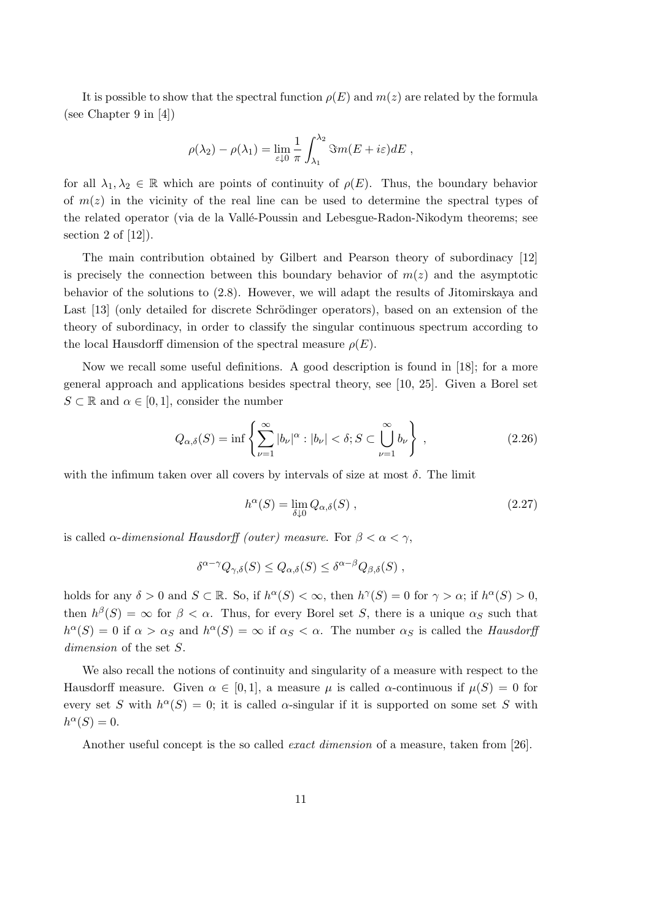It is possible to show that the spectral function $\rho(E)$ and $m(z)$ are related by the formula (see Chapter 9 in [4])

$$\rho(\lambda_2) - \rho(\lambda_1) = \lim_{\varepsilon \downarrow 0} \frac{1}{\pi} \int_{\lambda_1}^{\lambda_2} \Im m(E + i\varepsilon) dE \ ,$$

for all $\lambda_1, \lambda_2 \in \mathbb{R}$ which are points of continuity of $\rho(E)$. Thus, the boundary behavior of $m(z)$ in the vicinity of the real line can be used to determine the spectral types of the related operator (via de la Vallé-Poussin and Lebesgue-Radon-Nikodym theorems; see section 2 of [12]).

The main contribution obtained by Gilbert and Pearson theory of subordinacy [12] is precisely the connection between this boundary behavior of $m(z)$ and the asymptotic behavior of the solutions to (2.8). However, we will adapt the results of Jitomirskaya and Last [13] (only detailed for discrete Schrödinger operators), based on an extension of the theory of subordinacy, in order to classify the singular continuous spectrum according to the local Hausdorff dimension of the spectral measure $\rho(E)$.

Now we recall some useful definitions. A good description is found in [18]; for a more general approach and applications besides spectral theory, see [10, 25]. Given a Borel set $S \subset \mathbb{R}$ and $\alpha \in [0, 1]$, consider the number

$$Q_{\alpha,\delta}(S) = \inf \left\{ \sum_{\nu=1}^{\infty} |b_\nu|^\alpha : |b_\nu| < \delta; S \subset \bigcup_{\nu=1}^{\infty} b_\nu \right\} \ , \tag{2.26}$$

with the infimum taken over all covers by intervals of size at most $\delta$. The limit

$$h^\alpha(S) = \lim_{\delta \downarrow 0} Q_{\alpha,\delta}(S) \ , \tag{2.27}$$

is called *$\alpha$-dimensional Hausdorff (outer) measure*. For $\beta < \alpha < \gamma$,

$$\delta^{\alpha-\gamma} Q_{\gamma,\delta}(S) \le Q_{\alpha,\delta}(S) \le \delta^{\alpha-\beta} Q_{\beta,\delta}(S) \ ,$$

holds for any $\delta > 0$ and $S \subset \mathbb{R}$. So, if $h^\alpha(S) < \infty$, then $h^\gamma(S) = 0$ for $\gamma > \alpha$; if $h^\alpha(S) > 0$, then $h^\beta(S) = \infty$ for $\beta < \alpha$. Thus, for every Borel set $S$, there is a unique $\alpha_S$ such that $h^\alpha(S) = 0$ if $\alpha > \alpha_S$ and $h^\alpha(S) = \infty$ if $\alpha_S < \alpha$. The number $\alpha_S$ is called the *Hausdorff dimension* of the set $S$.

We also recall the notions of continuity and singularity of a measure with respect to the Hausdorff measure. Given $\alpha \in [0, 1]$, a measure $\mu$ is called $\alpha$-continuous if $\mu(S) = 0$ for every set $S$ with $h^\alpha(S) = 0$; it is called $\alpha$-singular if it is supported on some set $S$ with $h^\alpha(S) = 0$.

Another useful concept is the so called *exact dimension* of a measure, taken from [26].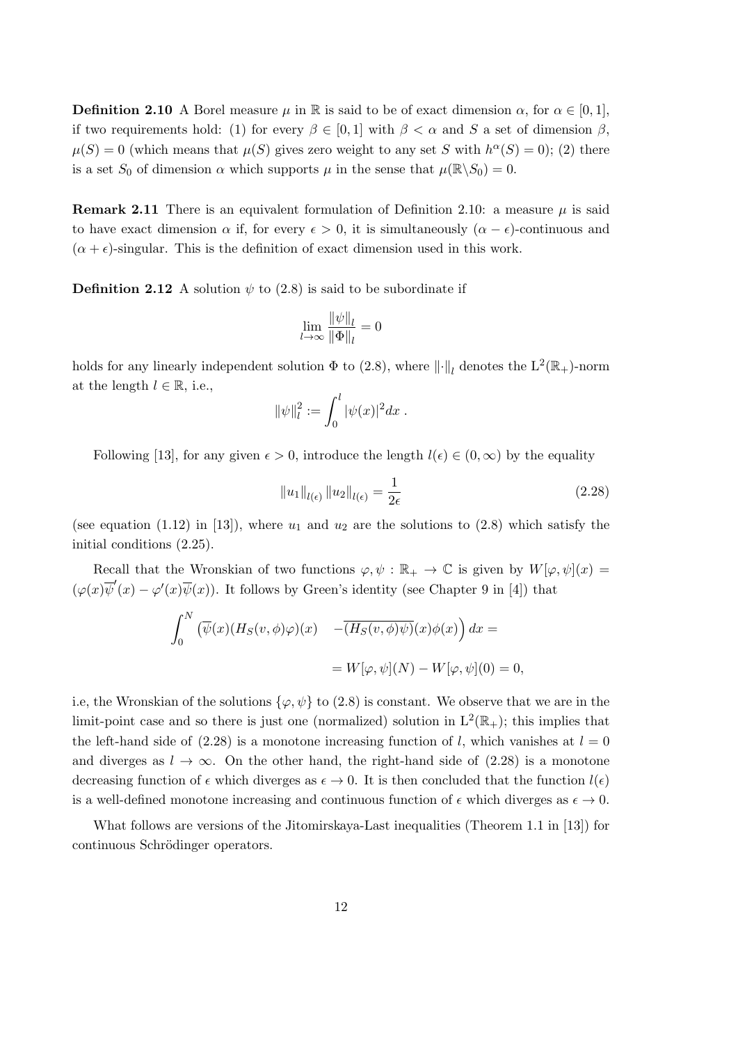**Definition 2.10** A Borel measure $\mu$ in $\mathbb{R}$ is said to be of exact dimension $\alpha$, for $\alpha \in [0,1]$, if two requirements hold: (1) for every $\beta \in [0,1]$ with $\beta < \alpha$ and $S$ a set of dimension $\beta$, $\mu(S) = 0$ (which means that $\mu(S)$ gives zero weight to any set $S$ with $h^\alpha(S) = 0$); (2) there is a set $S_0$ of dimension $\alpha$ which supports $\mu$ in the sense that $\mu(\mathbb{R}\backslash S_0) = 0$.

**Remark 2.11** There is an equivalent formulation of Definition 2.10: a measure $\mu$ is said to have exact dimension $\alpha$ if, for every $\epsilon > 0$, it is simultaneously $(\alpha - \epsilon)$-continuous and $(\alpha + \epsilon)$-singular. This is the definition of exact dimension used in this work.

**Definition 2.12** A solution $\psi$ to (2.8) is said to be subordinate if

$$\lim_{l\to\infty} \frac{\|\psi\|_l}{\|\Phi\|_l} = 0$$

holds for any linearly independent solution $\Phi$ to (2.8), where $\|\cdot\|_l$ denotes the $\mathrm{L}^2(\mathbb{R}_+)$-norm at the length $l \in \mathbb{R}$, i.e.,

$$\|\psi\|_l^2 := \int_0^l |\psi(x)|^2 dx \; .$$

Following [13], for any given $\epsilon > 0$, introduce the length $l(\epsilon) \in (0, \infty)$ by the equality

$$\|u_1\|_{l(\epsilon)} \|u_2\|_{l(\epsilon)} = \frac{1}{2\epsilon} \tag{2.28}$$

(see equation (1.12) in [13]), where $u_1$ and $u_2$ are the solutions to (2.8) which satisfy the initial conditions (2.25).

Recall that the Wronskian of two functions $\varphi, \psi : \mathbb{R}_+ \to \mathbb{C}$ is given by $W[\varphi, \psi](x) = (\varphi(x)\overline{\psi}'(x) - \varphi'(x)\overline{\psi}(x))$. It follows by Green's identity (see Chapter 9 in [4]) that

$$\int_0^N \left(\overline{\psi}(x)(H_S(v,\phi)\varphi)(x) \quad -\overline{(H_S(v,\phi)\psi)}(x)\phi(x)\right) dx =$$

$$= W[\varphi,\psi](N) - W[\varphi,\psi](0) = 0,$$

i.e, the Wronskian of the solutions $\{\varphi, \psi\}$ to (2.8) is constant. We observe that we are in the limit-point case and so there is just one (normalized) solution in $\mathrm{L}^2(\mathbb{R}_+)$; this implies that the left-hand side of (2.28) is a monotone increasing function of $l$, which vanishes at $l = 0$ and diverges as $l \to \infty$. On the other hand, the right-hand side of (2.28) is a monotone decreasing function of $\epsilon$ which diverges as $\epsilon \to 0$. It is then concluded that the function $l(\epsilon)$ is a well-defined monotone increasing and continuous function of $\epsilon$ which diverges as $\epsilon \to 0$.

What follows are versions of the Jitomirskaya-Last inequalities (Theorem 1.1 in [13]) for continuous Schrödinger operators.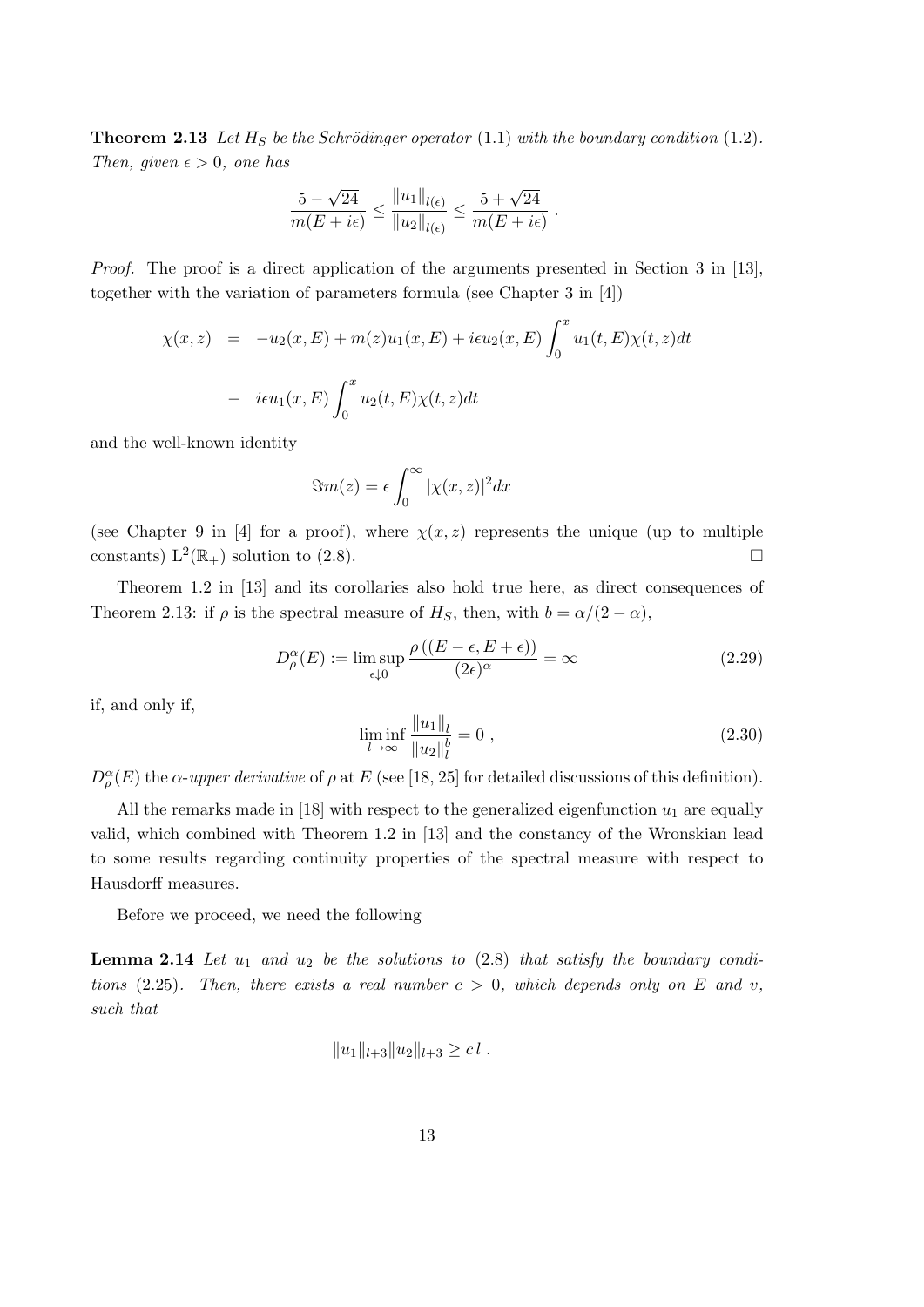**Theorem 2.13** *Let $H_S$ be the Schrödinger operator (1.1) with the boundary condition (1.2). Then, given $\epsilon > 0$, one has*

$$\frac{5-\sqrt{24}}{m(E+i\epsilon)} \leq \frac{\|u_1\|_{l(\epsilon)}}{\|u_2\|_{l(\epsilon)}} \leq \frac{5+\sqrt{24}}{m(E+i\epsilon)} \, .$$

*Proof.* The proof is a direct application of the arguments presented in Section 3 in [13], together with the variation of parameters formula (see Chapter 3 in [4])

$$\begin{aligned}
\chi(x,z) &= -u_2(x,E) + m(z)u_1(x,E) + i\epsilon u_2(x,E)\int_0^x u_1(t,E)\chi(t,z)dt \\
&- i\epsilon u_1(x,E)\int_0^x u_2(t,E)\chi(t,z)dt
\end{aligned}$$

and the well-known identity

$$\Im m(z) = \epsilon \int_0^\infty |\chi(x,z)|^2 dx$$

(see Chapter 9 in [4] for a proof), where $\chi(x,z)$ represents the unique (up to multiple constants) $\mathrm{L}^2(\mathbb{R}_+)$ solution to (2.8). □

Theorem 1.2 in [13] and its corollaries also hold true here, as direct consequences of Theorem 2.13: if $\rho$ is the spectral measure of $H_S$, then, with $b = \alpha/(2-\alpha)$,

$$D_\rho^\alpha(E) := \limsup_{\epsilon \downarrow 0} \frac{\rho\left((E-\epsilon, E+\epsilon)\right)}{(2\epsilon)^\alpha} = \infty \tag{2.29}$$

if, and only if,

$$\liminf_{l\to\infty} \frac{\|u_1\|_l}{\|u_2\|_l^b} = 0 \, , \tag{2.30}$$

$D_\rho^\alpha(E)$ the *$\alpha$-upper derivative* of $\rho$ at $E$ (see [18, 25] for detailed discussions of this definition).

All the remarks made in [18] with respect to the generalized eigenfunction $u_1$ are equally valid, which combined with Theorem 1.2 in [13] and the constancy of the Wronskian lead to some results regarding continuity properties of the spectral measure with respect to Hausdorff measures.

Before we proceed, we need the following

**Lemma 2.14** *Let $u_1$ and $u_2$ be the solutions to (2.8) that satisfy the boundary conditions (2.25). Then, there exists a real number $c > 0$, which depends only on $E$ and $v$, such that*

$$\|u_1\|_{l+3}\|u_2\|_{l+3} \geq c\, l \, .$$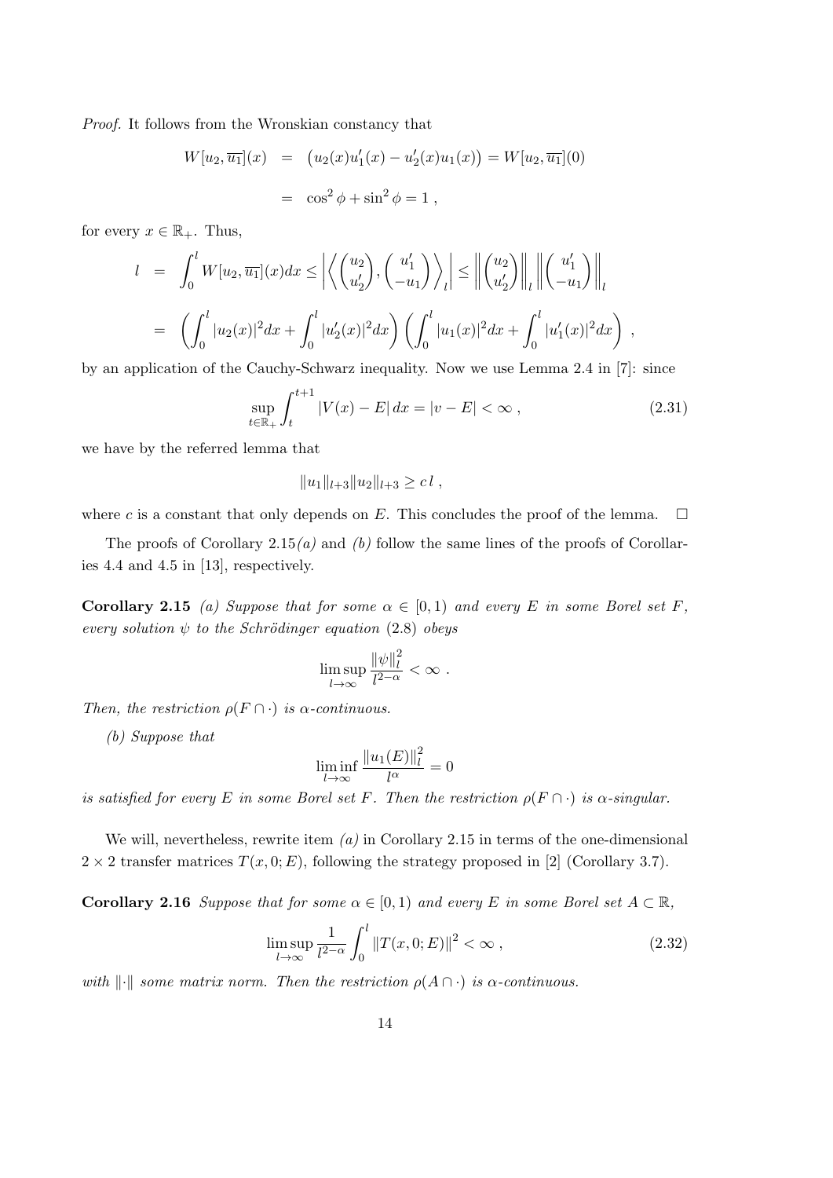*Proof.* It follows from the Wronskian constancy that

$$
\begin{aligned}
W[u_2, \overline{u_1}](x) &= \big(u_2(x)u_1'(x) - u_2'(x)u_1(x)\big) = W[u_2, \overline{u_1}](0) \\
&= \cos^2\phi + \sin^2\phi = 1 \,,
\end{aligned}
$$

for every $x \in \mathbb{R}_+$. Thus,

$$
\begin{aligned}
l &= \int_0^l W[u_2, \overline{u_1}](x)dx \le \left| \left\langle \begin{pmatrix} u_2 \\ u_2' \end{pmatrix}, \begin{pmatrix} u_1' \\ -u_1 \end{pmatrix} \right\rangle_l \right| \le \left\| \begin{pmatrix} u_2 \\ u_2' \end{pmatrix} \right\|_l \left\| \begin{pmatrix} u_1' \\ -u_1 \end{pmatrix} \right\|_l \\
&= \left( \int_0^l |u_2(x)|^2 dx + \int_0^l |u_2'(x)|^2 dx \right) \left( \int_0^l |u_1(x)|^2 dx + \int_0^l |u_1'(x)|^2 dx \right) \,,
\end{aligned}
$$

by an application of the Cauchy-Schwarz inequality. Now we use Lemma 2.4 in [7]: since

$$
\sup_{t \in \mathbb{R}_+} \int_t^{t+1} |V(x) - E| \, dx = |v - E| < \infty \,, \tag{2.31}
$$

we have by the referred lemma that

$$
\|u_1\|_{l+3} \|u_2\|_{l+3} \ge c\, l \,,
$$

where $c$ is a constant that only depends on $E$. This concludes the proof of the lemma. $\square$

The proofs of Corollary 2.15*(a)* and *(b)* follow the same lines of the proofs of Corollaries 4.4 and 4.5 in [13], respectively.

**Corollary 2.15** *(a) Suppose that for some $\alpha \in [0, 1)$ and every $E$ in some Borel set $F$, every solution $\psi$ to the Schrödinger equation* (2.8) *obeys*

$$
\limsup_{l \to \infty} \frac{\|\psi\|_l^2}{l^{2-\alpha}} < \infty \,.
$$

*Then, the restriction $\rho(F \cap \cdot)$ is $\alpha$-continuous.*

*(b) Suppose that*

$$
\liminf_{l \to \infty} \frac{\|u_1(E)\|_l^2}{l^\alpha} = 0
$$

*is satisfied for every $E$ in some Borel set $F$. Then the restriction $\rho(F \cap \cdot)$ is $\alpha$-singular.*

We will, nevertheless, rewrite item *(a)* in Corollary 2.15 in terms of the one-dimensional $2 \times 2$ transfer matrices $T(x, 0; E)$, following the strategy proposed in [2] (Corollary 3.7).

**Corollary 2.16** *Suppose that for some $\alpha \in [0, 1)$ and every $E$ in some Borel set $A \subset \mathbb{R}$,*

$$
\limsup_{l \to \infty} \frac{1}{l^{2-\alpha}} \int_0^l \|T(x, 0; E)\|^2 < \infty \,, \tag{2.32}
$$

*with $\|\cdot\|$ some matrix norm. Then the restriction $\rho(A \cap \cdot)$ is $\alpha$-continuous.*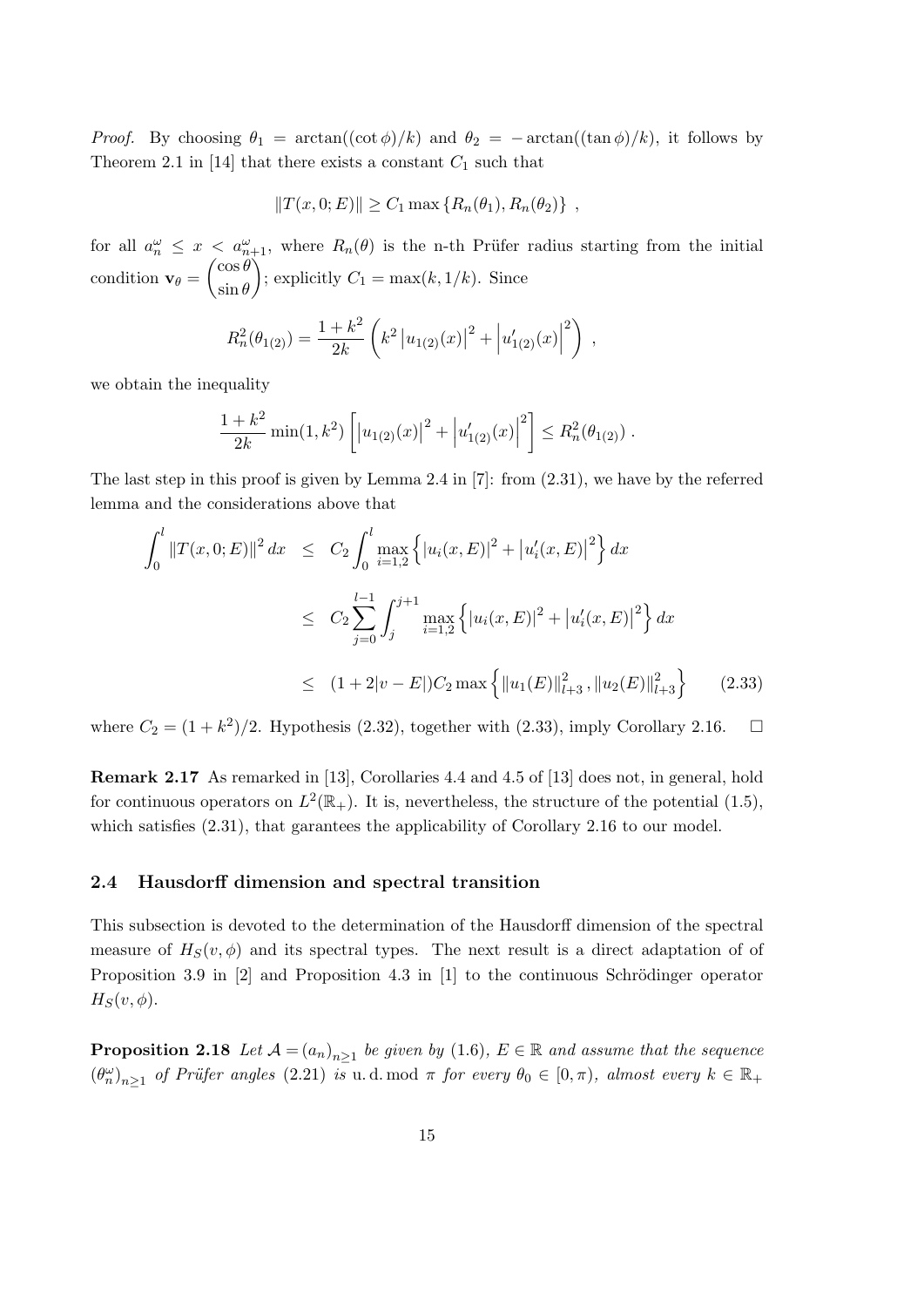*Proof.* By choosing $\theta_1 = \arctan((\cot\phi)/k)$ and $\theta_2 = -\arctan((\tan\phi)/k)$, it follows by Theorem 2.1 in [14] that there exists a constant $C_1$ such that

$$\|T(x,0;E)\| \geq C_1 \max\{R_n(\theta_1), R_n(\theta_2)\} \ ,$$

for all $a_n^\omega \leq x < a_{n+1}^\omega$, where $R_n(\theta)$ is the n-th Prüfer radius starting from the initial condition $\mathbf{v}_\theta = \begin{pmatrix}\cos\theta \\ \sin\theta\end{pmatrix}$; explicitly $C_1 = \max(k, 1/k)$. Since

$$R_n^2(\theta_{1(2)}) = \frac{1+k^2}{2k}\left(k^2 \left|u_{1(2)}(x)\right|^2 + \left|u'_{1(2)}(x)\right|^2\right) \ ,$$

we obtain the inequality

$$\frac{1+k^2}{2k}\min(1,k^2)\left[\left|u_{1(2)}(x)\right|^2 + \left|u'_{1(2)}(x)\right|^2\right] \leq R_n^2(\theta_{1(2)}) \ .$$

The last step in this proof is given by Lemma 2.4 in [7]: from (2.31), we have by the referred lemma and the considerations above that

$$\begin{aligned}
\int_0^l \|T(x,0;E)\|^2\,dx &\leq C_2 \int_0^l \max_{i=1,2}\left\{|u_i(x,E)|^2 + \left|u'_i(x,E)\right|^2\right\}dx \\
&\leq C_2 \sum_{j=0}^{l-1}\int_j^{j+1} \max_{i=1,2}\left\{|u_i(x,E)|^2 + \left|u'_i(x,E)\right|^2\right\}dx \\
&\leq (1+2|v-E|)C_2 \max\left\{\|u_1(E)\|_{l+3}^2, \|u_2(E)\|_{l+3}^2\right\} \qquad (2.33)
\end{aligned}$$

where $C_2 = (1+k^2)/2$. Hypothesis (2.32), together with (2.33), imply Corollary 2.16. $\square$

**Remark 2.17** As remarked in [13], Corollaries 4.4 and 4.5 of [13] does not, in general, hold for continuous operators on $L^2(\mathbb{R}_+)$. It is, nevertheless, the structure of the potential (1.5), which satisfies (2.31), that garantees the applicability of Corollary 2.16 to our model.

### 2.4 Hausdorff dimension and spectral transition

This subsection is devoted to the determination of the Hausdorff dimension of the spectral measure of $H_S(v,\phi)$ and its spectral types. The next result is a direct adaptation of of Proposition 3.9 in [2] and Proposition 4.3 in [1] to the continuous Schrödinger operator $H_S(v,\phi)$.

**Proposition 2.18** *Let $\mathcal{A} = (a_n)_{n\geq 1}$ be given by (1.6), $E \in \mathbb{R}$ and assume that the sequence $(\theta_n^\omega)_{n\geq 1}$ of Prüfer angles (2.21) is* u. d. mod $\pi$ *for every $\theta_0 \in [0,\pi)$, almost every $k \in \mathbb{R}_+$*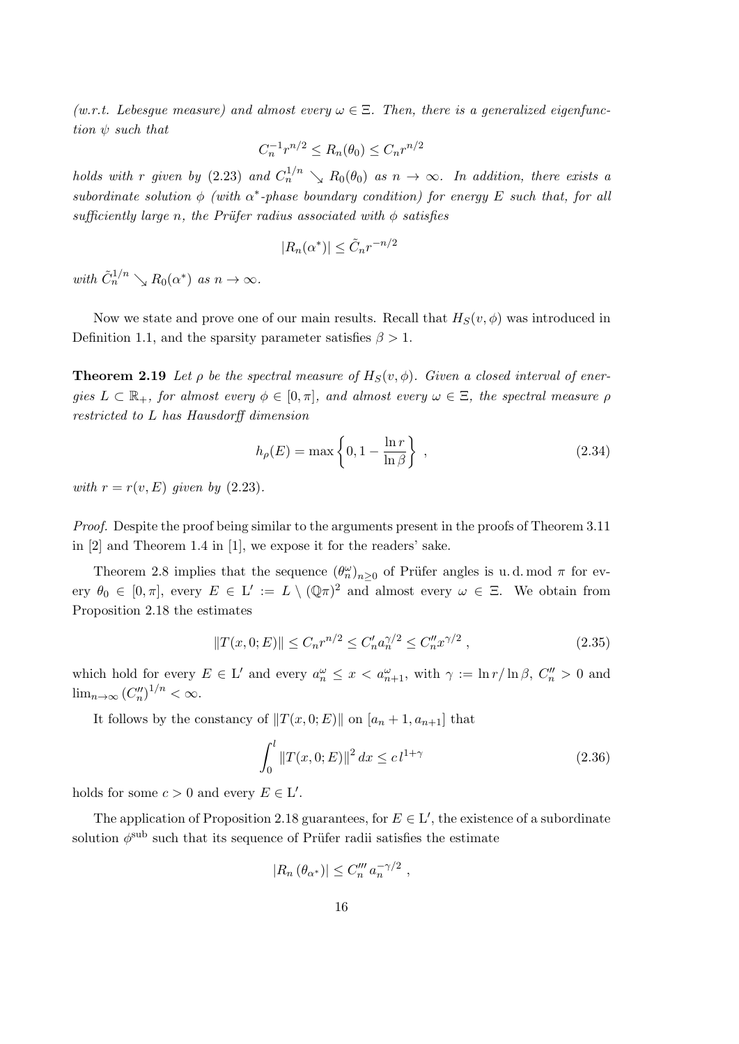*(w.r.t. Lebesgue measure) and almost every $\omega \in \Xi$. Then, there is a generalized eigenfunction $\psi$ such that*

$$C_n^{-1} r^{n/2} \leq R_n(\theta_0) \leq C_n r^{n/2}$$

*holds with $r$ given by (2.23) and $C_n^{1/n} \searrow R_0(\theta_0)$ as $n \to \infty$. In addition, there exists a subordinate solution $\phi$ (with $\alpha^*$-phase boundary condition) for energy $E$ such that, for all sufficiently large $n$, the Prüfer radius associated with $\phi$ satisfies*

$$|R_n(\alpha^*)| \leq \tilde{C}_n r^{-n/2}$$

*with $\tilde{C}_n^{1/n} \searrow R_0(\alpha^*)$ as $n \to \infty$.*

Now we state and prove one of our main results. Recall that $H_S(v, \phi)$ was introduced in Definition 1.1, and the sparsity parameter satisfies $\beta > 1$.

**Theorem 2.19** *Let $\rho$ be the spectral measure of $H_S(v, \phi)$. Given a closed interval of energies $L \subset \mathbb{R}_+$, for almost every $\phi \in [0, \pi]$, and almost every $\omega \in \Xi$, the spectral measure $\rho$ restricted to $L$ has Hausdorff dimension*

$$h_\rho(E) = \max\left\{0, 1 - \frac{\ln r}{\ln \beta}\right\} , \tag{2.34}$$

*with $r = r(v, E)$ given by (2.23).*

*Proof.* Despite the proof being similar to the arguments present in the proofs of Theorem 3.11 in [2] and Theorem 1.4 in [1], we expose it for the readers' sake.

Theorem 2.8 implies that the sequence $(\theta_n^\omega)_{n \geq 0}$ of Prüfer angles is u. d. mod $\pi$ for every $\theta_0 \in [0, \pi]$, every $E \in \mathrm{L}' := L \setminus (\mathbb{Q}\pi)^2$ and almost every $\omega \in \Xi$. We obtain from Proposition 2.18 the estimates

$$\|T(x, 0; E)\| \leq C_n r^{n/2} \leq C_n' a_n^{\gamma/2} \leq C_n'' x^{\gamma/2} , \tag{2.35}$$

which hold for every $E \in \mathrm{L}'$ and every $a_n^\omega \leq x < a_{n+1}^\omega$, with $\gamma := \ln r / \ln \beta$, $C_n'' > 0$ and $\lim_{n \to \infty} (C_n'')^{1/n} < \infty$.

It follows by the constancy of $\|T(x, 0; E)\|$ on $[a_n + 1, a_{n+1}]$ that

$$\int_0^l \|T(x, 0; E)\|^2 \, dx \leq c \, l^{1+\gamma} \tag{2.36}$$

holds for some $c > 0$ and every $E \in \mathrm{L}'$.

The application of Proposition 2.18 guarantees, for $E \in \mathrm{L}'$, the existence of a subordinate solution $\phi^{\mathrm{sub}}$ such that its sequence of Prüfer radii satisfies the estimate

$$|R_n(\theta_{\alpha^*})| \leq C_n''' \, a_n^{-\gamma/2} ,$$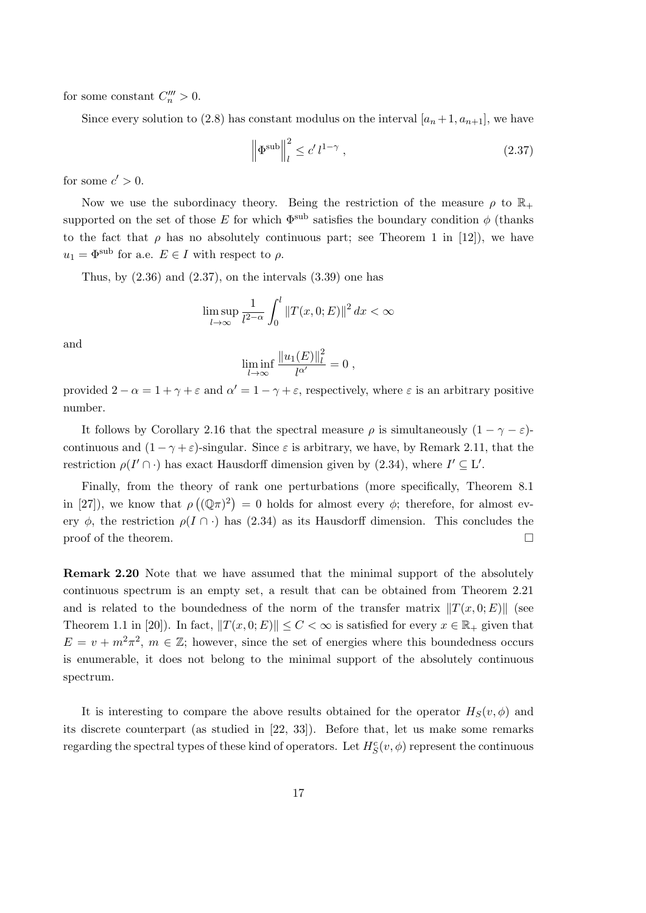for some constant $C_n''' > 0$.

Since every solution to (2.8) has constant modulus on the interval $[a_n+1, a_{n+1}]$, we have

$$\left\| \Phi^{\rm sub} \right\|_l^2 \leq c' \, l^{1-\gamma} \, , \tag{2.37}$$

for some $c' > 0$.

Now we use the subordinacy theory. Being the restriction of the measure $\rho$ to $\mathbb{R}_+$ supported on the set of those $E$ for which $\Phi^{\rm sub}$ satisfies the boundary condition $\phi$ (thanks to the fact that $\rho$ has no absolutely continuous part; see Theorem 1 in [12]), we have $u_1 = \Phi^{\rm sub}$ for a.e. $E \in I$ with respect to $\rho$.

Thus, by (2.36) and (2.37), on the intervals (3.39) one has

$$\limsup_{l \to \infty} \frac{1}{l^{2-\alpha}} \int_0^l \|T(x,0;E)\|^2 \, dx < \infty$$

and

$$\liminf_{l \to \infty} \frac{\|u_1(E)\|_l^2}{l^{\alpha'}} = 0 \, ,$$

provided $2 - \alpha = 1 + \gamma + \varepsilon$ and $\alpha' = 1 - \gamma + \varepsilon$, respectively, where $\varepsilon$ is an arbitrary positive number.

It follows by Corollary 2.16 that the spectral measure $\rho$ is simultaneously $(1-\gamma-\varepsilon)$-continuous and $(1-\gamma+\varepsilon)$-singular. Since $\varepsilon$ is arbitrary, we have, by Remark 2.11, that the restriction $\rho(I' \cap \cdot)$ has exact Hausdorff dimension given by (2.34), where $I' \subseteq \mathrm{L}'$.

Finally, from the theory of rank one perturbations (more specifically, Theorem 8.1 in [27]), we know that $\rho\left((\mathbb{Q}\pi)^2\right) = 0$ holds for almost every $\phi$; therefore, for almost every $\phi$, the restriction $\rho(I \cap \cdot)$ has (2.34) as its Hausdorff dimension. This concludes the proof of the theorem. □

**Remark 2.20** Note that we have assumed that the minimal support of the absolutely continuous spectrum is an empty set, a result that can be obtained from Theorem 2.21 and is related to the boundedness of the norm of the transfer matrix $\|T(x,0;E)\|$ (see Theorem 1.1 in [20]). In fact, $\|T(x,0;E)\| \leq C < \infty$ is satisfied for every $x \in \mathbb{R}_+$ given that $E = v + m^2\pi^2$, $m \in \mathbb{Z}$; however, since the set of energies where this boundedness occurs is enumerable, it does not belong to the minimal support of the absolutely continuous spectrum.

It is interesting to compare the above results obtained for the operator $H_S(v,\phi)$ and its discrete counterpart (as studied in [22, 33]). Before that, let us make some remarks regarding the spectral types of these kind of operators. Let $H_S^c(v,\phi)$ represent the continuous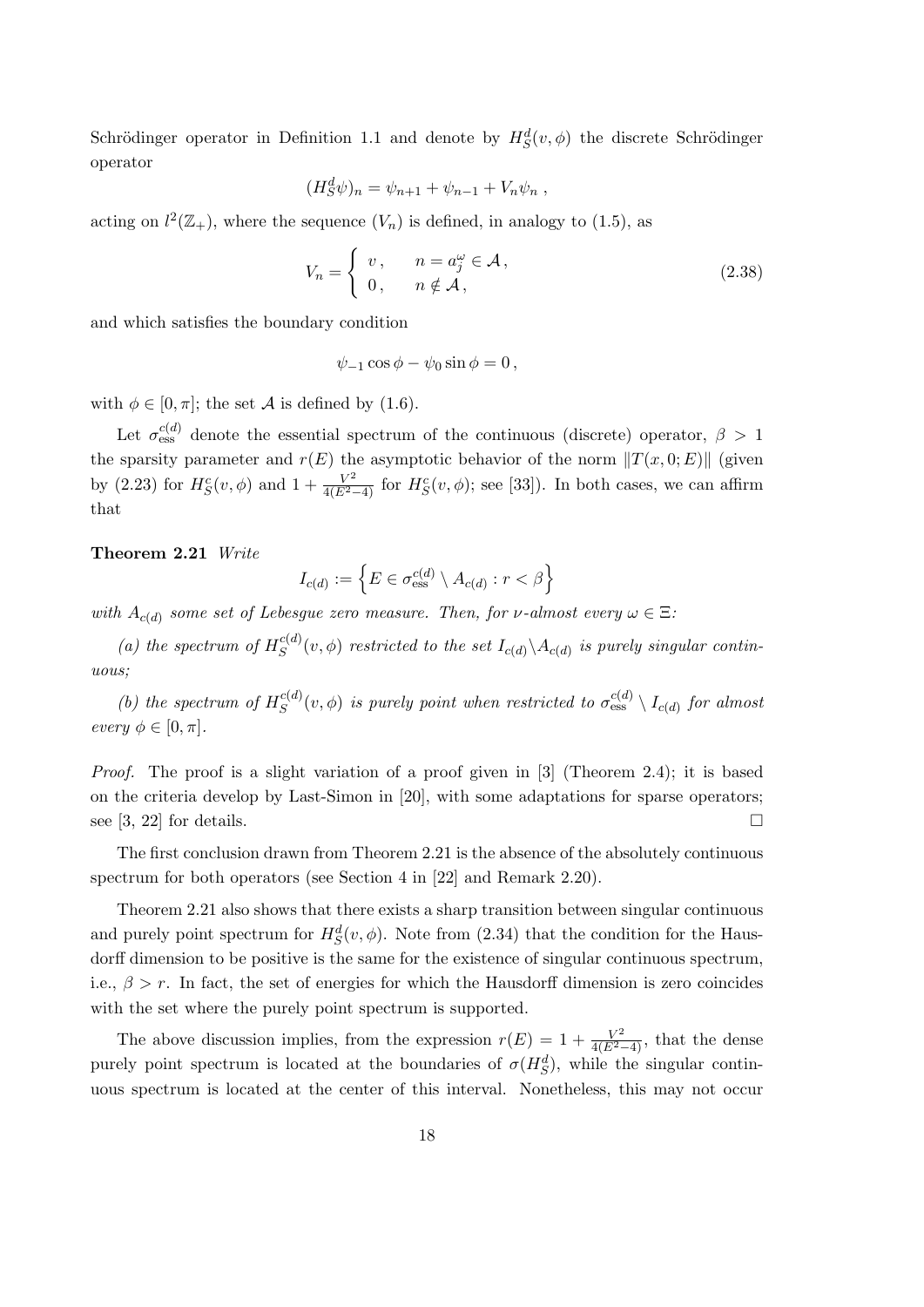Schrödinger operator in Definition 1.1 and denote by $H_S^d(v,\phi)$ the discrete Schrödinger operator

$$(H_S^d\psi)_n = \psi_{n+1} + \psi_{n-1} + V_n\psi_n \ ,$$

acting on $l^2(\mathbb{Z}_+)$, where the sequence $(V_n)$ is defined, in analogy to (1.5), as

$$V_n = \begin{cases} v\,, & n = a_j^\omega \in \mathcal{A}\,, \\ 0\,, & n \notin \mathcal{A}\,, \end{cases} \tag{2.38}$$

and which satisfies the boundary condition

$$\psi_{-1}\cos\phi - \psi_0 \sin\phi = 0\,,$$

with $\phi \in [0,\pi]$; the set $\mathcal{A}$ is defined by (1.6).

Let $\sigma_{\rm ess}^{c(d)}$ denote the essential spectrum of the continuous (discrete) operator, $\beta > 1$ the sparsity parameter and $r(E)$ the asymptotic behavior of the norm $\|T(x,0;E)\|$ (given by (2.23) for $H_S^c(v,\phi)$ and $1 + \frac{V^2}{4(E^2-4)}$ for $H_S^c(v,\phi)$; see [33]). In both cases, we can affirm that

**Theorem 2.21** *Write*

$$I_{c(d)} := \left\{ E \in \sigma_{\rm ess}^{c(d)} \setminus A_{c(d)} : r < \beta \right\}$$

*with $A_{c(d)}$ some set of Lebesgue zero measure. Then, for $\nu$-almost every $\omega \in \Xi$:*

*(a) the spectrum of $H_S^{c(d)}(v,\phi)$ restricted to the set $I_{c(d)} \backslash A_{c(d)}$ is purely singular continuous;*

*(b) the spectrum of $H_S^{c(d)}(v,\phi)$ is purely point when restricted to $\sigma_{\rm ess}^{c(d)} \setminus I_{c(d)}$ for almost every $\phi \in [0,\pi]$.*

*Proof.* The proof is a slight variation of a proof given in [3] (Theorem 2.4); it is based on the criteria develop by Last-Simon in [20], with some adaptations for sparse operators; see [3, 22] for details. □

The first conclusion drawn from Theorem 2.21 is the absence of the absolutely continuous spectrum for both operators (see Section 4 in [22] and Remark 2.20).

Theorem 2.21 also shows that there exists a sharp transition between singular continuous and purely point spectrum for $H_S^d(v,\phi)$. Note from (2.34) that the condition for the Hausdorff dimension to be positive is the same for the existence of singular continuous spectrum, i.e., $\beta > r$. In fact, the set of energies for which the Hausdorff dimension is zero coincides with the set where the purely point spectrum is supported.

The above discussion implies, from the expression $r(E) = 1 + \frac{V^2}{4(E^2-4)}$, that the dense purely point spectrum is located at the boundaries of $\sigma(H_S^d)$, while the singular continuous spectrum is located at the center of this interval. Nonetheless, this may not occur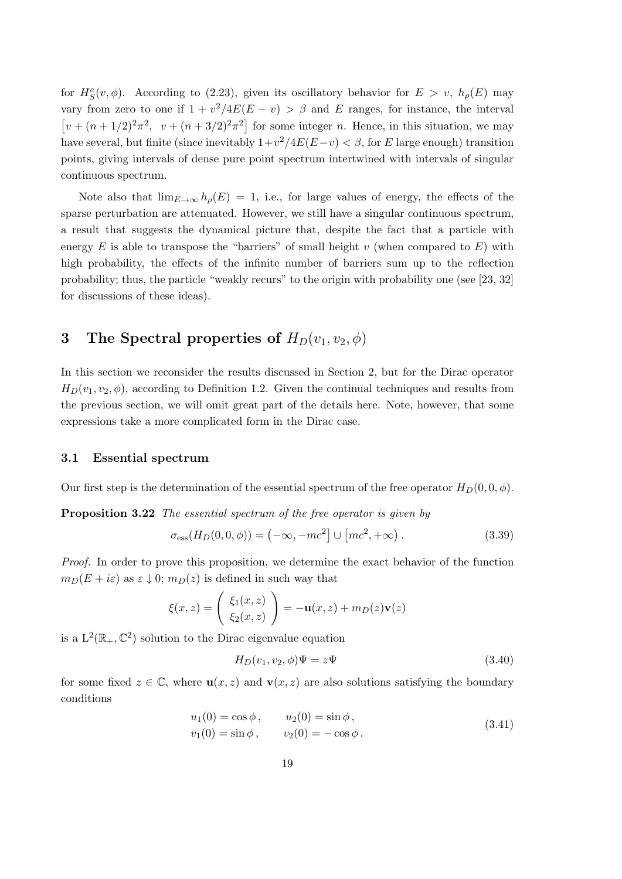for $H_S^c(v,\phi)$. According to (2.23), given its oscillatory behavior for $E > v$, $h_\rho(E)$ may vary from zero to one if $1 + v^2/4E(E-v) > \beta$ and $E$ ranges, for instance, the interval $\left[v + (n+1/2)^2\pi^2,\ \ v + (n+3/2)^2\pi^2\right]$ for some integer $n$. Hence, in this situation, we may have several, but finite (since inevitably $1+v^2/4E(E-v) < \beta$, for $E$ large enough) transition points, giving intervals of dense pure point spectrum intertwined with intervals of singular continuous spectrum.

Note also that $\lim_{E\to\infty} h_\rho(E) = 1$, i.e., for large values of energy, the effects of the sparse perturbation are attenuated. However, we still have a singular continuous spectrum, a result that suggests the dynamical picture that, despite the fact that a particle with energy $E$ is able to transpose the "barriers" of small height $v$ (when compared to $E$) with high probability, the effects of the infinite number of barriers sum up to the reflection probability; thus, the particle "weakly recurs" to the origin with probability one (see [23, 32] for discussions of these ideas).

# 3 The Spectral properties of $H_D(v_1, v_2, \phi)$

In this section we reconsider the results discussed in Section 2, but for the Dirac operator $H_D(v_1, v_2, \phi)$, according to Definition 1.2. Given the continual techniques and results from the previous section, we will omit great part of the details here. Note, however, that some expressions take a more complicated form in the Dirac case.

## 3.1 Essential spectrum

Our first step is the determination of the essential spectrum of the free operator $H_D(0,0,\phi)$.

**Proposition 3.22** *The essential spectrum of the free operator is given by*

$$\sigma_{\mathrm{ess}}(H_D(0,0,\phi)) = \left(-\infty, -mc^2\right] \cup \left[mc^2, +\infty\right). \tag{3.39}$$

*Proof.* In order to prove this proposition, we determine the exact behavior of the function $m_D(E + i\varepsilon)$ as $\varepsilon \downarrow 0$; $m_D(z)$ is defined in such way that

$$\xi(x,z) = \begin{pmatrix} \xi_1(x,z) \\ \xi_2(x,z) \end{pmatrix} = -\mathbf{u}(x,z) + m_D(z)\mathbf{v}(z)$$

is a $\mathrm{L}^2(\mathbb{R}_+, \mathbb{C}^2)$ solution to the Dirac eigenvalue equation

$$H_D(v_1, v_2, \phi)\Psi = z\Psi \tag{3.40}$$

for some fixed $z \in \mathbb{C}$, where $\mathbf{u}(x,z)$ and $\mathbf{v}(x,z)$ are also solutions satisfying the boundary conditions

$$\begin{aligned} u_1(0) &= \cos\phi\,, \qquad u_2(0) = \sin\phi\,, \\ v_1(0) &= \sin\phi\,, \qquad v_2(0) = -\cos\phi\,. \end{aligned} \tag{3.41}$$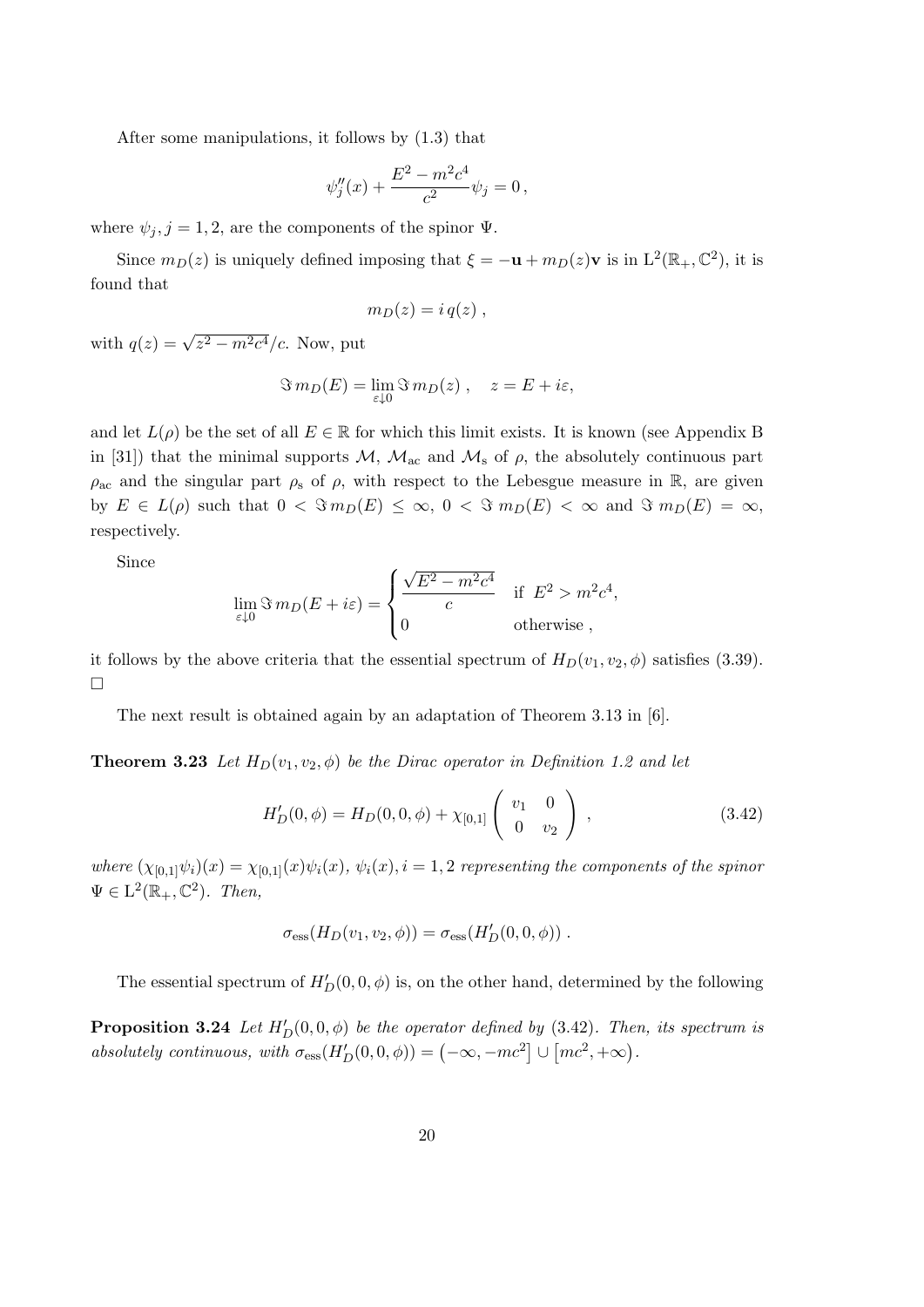After some manipulations, it follows by (1.3) that

$$\psi_j''(x) + \frac{E^2 - m^2c^4}{c^2}\psi_j = 0\,,$$

where $\psi_j, j = 1, 2$, are the components of the spinor $\Psi$.

Since $m_D(z)$ is uniquely defined imposing that $\xi = -\mathbf{u} + m_D(z)\mathbf{v}$ is in $\mathrm{L}^2(\mathbb{R}_+, \mathbb{C}^2)$, it is found that

$$m_D(z) = i\,q(z)\,,$$

with $q(z) = \sqrt{z^2 - m^2c^4}/c$. Now, put

$$\Im\, m_D(E) = \lim_{\varepsilon \downarrow 0} \Im\, m_D(z)\,, \quad z = E + i\varepsilon,$$

and let $L(\rho)$ be the set of all $E \in \mathbb{R}$ for which this limit exists. It is known (see Appendix B in [31]) that the minimal supports $\mathcal{M}$, $\mathcal{M}_{\mathrm{ac}}$ and $\mathcal{M}_{\mathrm{s}}$ of $\rho$, the absolutely continuous part $\rho_{\mathrm{ac}}$ and the singular part $\rho_{\mathrm{s}}$ of $\rho$, with respect to the Lebesgue measure in $\mathbb{R}$, are given by $E \in L(\rho)$ such that $0 < \Im\, m_D(E) \le \infty$, $0 < \Im\, m_D(E) < \infty$ and $\Im\, m_D(E) = \infty$, respectively.

Since

$$\lim_{\varepsilon \downarrow 0} \Im\, m_D(E + i\varepsilon) = \begin{cases} \dfrac{\sqrt{E^2 - m^2c^4}}{c} & \text{if } E^2 > m^2c^4, \\ 0 & \text{otherwise}\,, \end{cases}$$

it follows by the above criteria that the essential spectrum of $H_D(v_1, v_2, \phi)$ satisfies (3.39). □

The next result is obtained again by an adaptation of Theorem 3.13 in [6].

**Theorem 3.23** *Let $H_D(v_1, v_2, \phi)$ be the Dirac operator in Definition 1.2 and let*

$$H_D'(0, \phi) = H_D(0, 0, \phi) + \chi_{[0,1]} \begin{pmatrix} v_1 & 0 \\ 0 & v_2 \end{pmatrix}\,, \tag{3.42}$$

*where $(\chi_{[0,1]}\psi_i)(x) = \chi_{[0,1]}(x)\psi_i(x)$, $\psi_i(x), i = 1, 2$ representing the components of the spinor $\Psi \in \mathrm{L}^2(\mathbb{R}_+, \mathbb{C}^2)$. Then,*

$$\sigma_{\mathrm{ess}}(H_D(v_1, v_2, \phi)) = \sigma_{\mathrm{ess}}(H_D'(0, 0, \phi))\,.$$

The essential spectrum of $H_D'(0, 0, \phi)$ is, on the other hand, determined by the following

**Proposition 3.24** *Let $H_D'(0, 0, \phi)$ be the operator defined by (3.42). Then, its spectrum is absolutely continuous, with $\sigma_{\mathrm{ess}}(H_D'(0, 0, \phi)) = \left(-\infty, -mc^2\right] \cup \left[mc^2, +\infty\right)$.*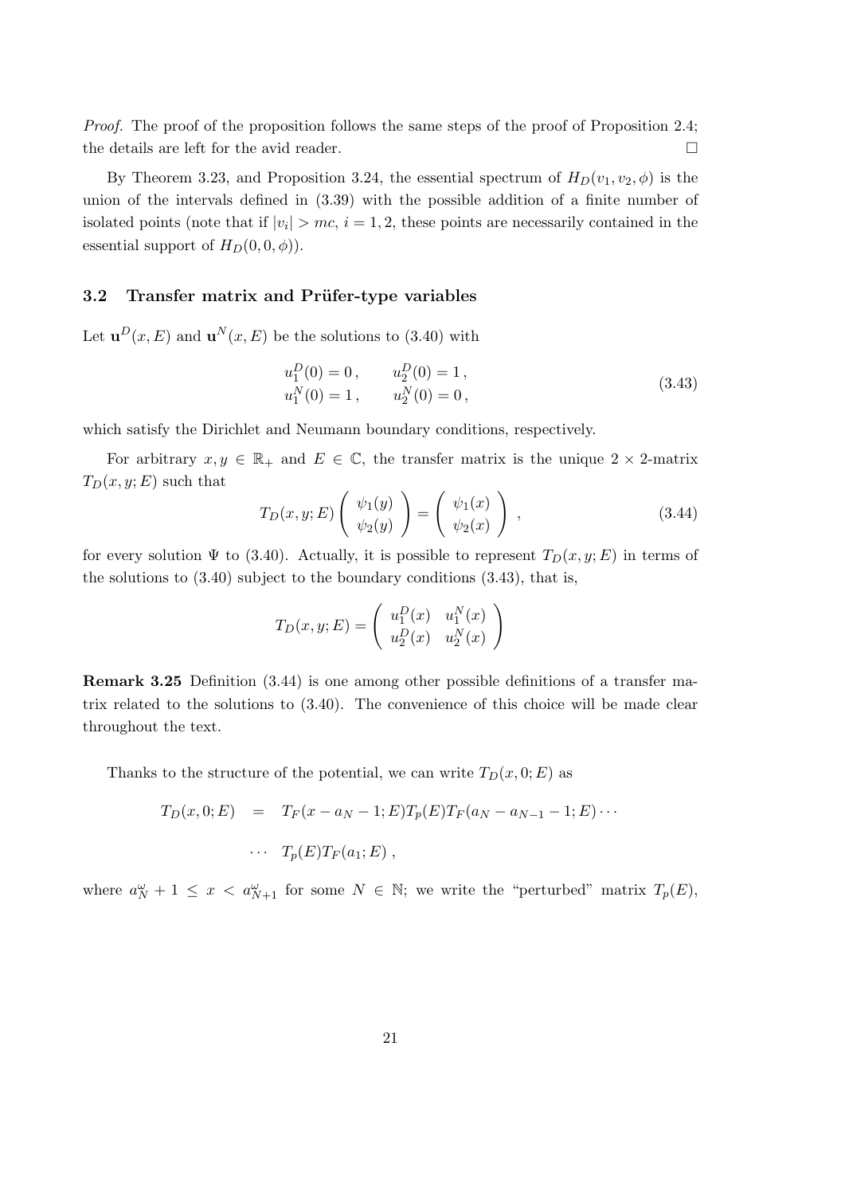*Proof.* The proof of the proposition follows the same steps of the proof of Proposition 2.4; the details are left for the avid reader. □

By Theorem 3.23, and Proposition 3.24, the essential spectrum of $H_D(v_1, v_2, \phi)$ is the union of the intervals defined in (3.39) with the possible addition of a finite number of isolated points (note that if $|v_i| > mc$, $i = 1, 2$, these points are necessarily contained in the essential support of $H_D(0, 0, \phi)$).

### 3.2 Transfer matrix and Prüfer-type variables

Let $\mathbf{u}^D(x, E)$ and $\mathbf{u}^N(x, E)$ be the solutions to (3.40) with

$$
\begin{aligned}
u_1^D(0) &= 0\,, \qquad & u_2^D(0) &= 1\,, \\
u_1^N(0) &= 1\,, \qquad & u_2^N(0) &= 0\,,
\end{aligned}
\tag{3.43}
$$

which satisfy the Dirichlet and Neumann boundary conditions, respectively.

For arbitrary $x, y \in \mathbb{R}_+$ and $E \in \mathbb{C}$, the transfer matrix is the unique $2 \times 2$-matrix $T_D(x, y; E)$ such that

$$
T_D(x, y; E) \begin{pmatrix} \psi_1(y) \\ \psi_2(y) \end{pmatrix} = \begin{pmatrix} \psi_1(x) \\ \psi_2(x) \end{pmatrix}\,, \tag{3.44}
$$

for every solution $\Psi$ to (3.40). Actually, it is possible to represent $T_D(x, y; E)$ in terms of the solutions to (3.40) subject to the boundary conditions (3.43), that is,

$$
T_D(x, y; E) = \begin{pmatrix} u_1^D(x) & u_1^N(x) \\ u_2^D(x) & u_2^N(x) \end{pmatrix}
$$

**Remark 3.25** Definition (3.44) is one among other possible definitions of a transfer matrix related to the solutions to (3.40). The convenience of this choice will be made clear throughout the text.

Thanks to the structure of the potential, we can write $T_D(x, 0; E)$ as

$$
\begin{aligned}
T_D(x, 0; E) \;&=\; T_F(x - a_N - 1; E) T_p(E) T_F(a_N - a_{N-1} - 1; E) \cdots \\
&\qquad \cdots \; T_p(E) T_F(a_1; E)\,,
\end{aligned}
$$

where $a_N^\omega + 1 \leq x < a_{N+1}^\omega$ for some $N \in \mathbb{N}$; we write the "perturbed" matrix $T_p(E)$,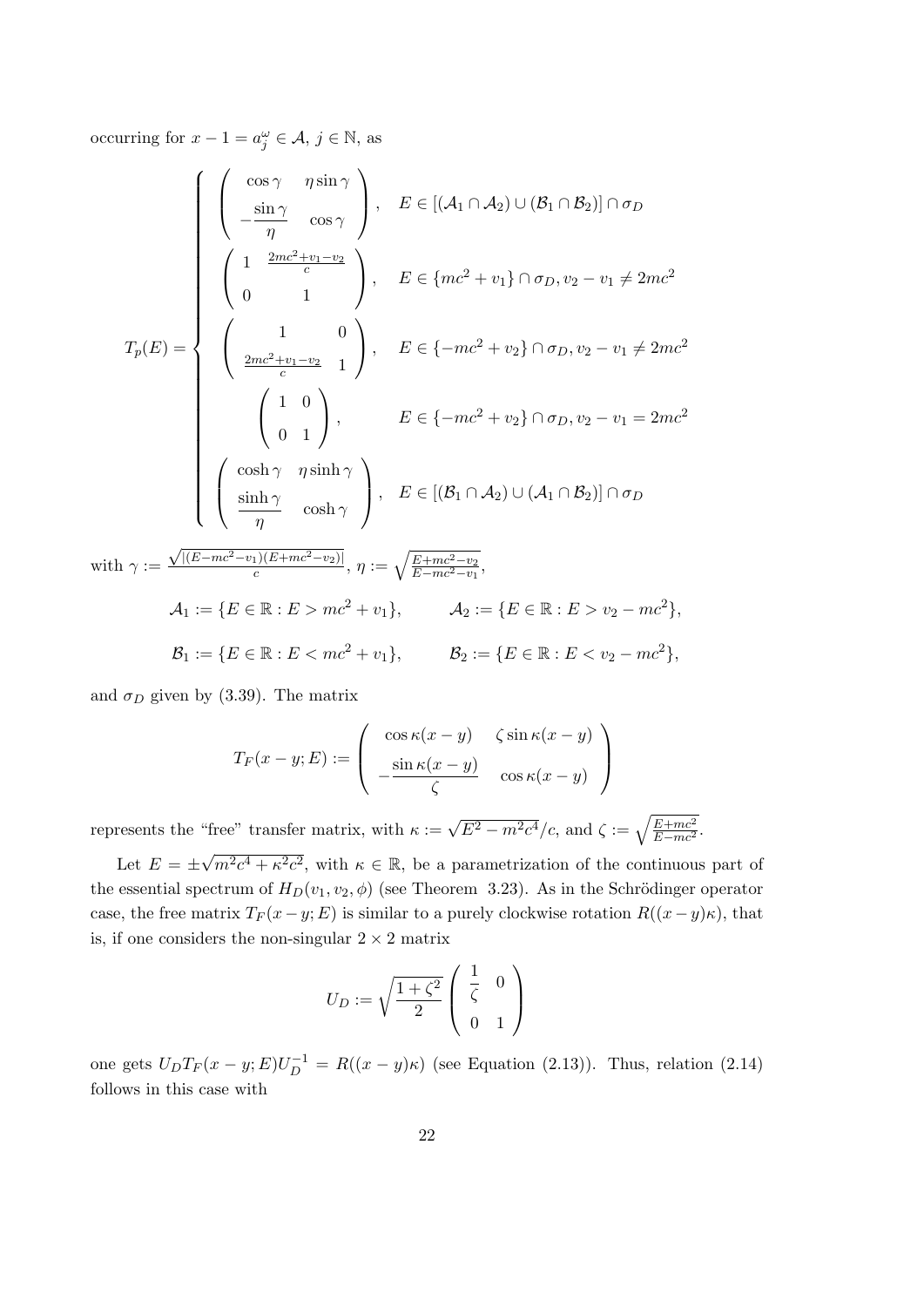occurring for $x - 1 = a_j^\omega \in \mathcal{A}$, $j \in \mathbb{N}$, as

$$
T_p(E) = \begin{cases}
\begin{pmatrix} \cos\gamma & \eta\sin\gamma \\ -\dfrac{\sin\gamma}{\eta} & \cos\gamma \end{pmatrix}, & E \in [(\mathcal{A}_1 \cap \mathcal{A}_2) \cup (\mathcal{B}_1 \cap \mathcal{B}_2)] \cap \sigma_D \\
\begin{pmatrix} 1 & \frac{2mc^2+v_1-v_2}{c} \\ 0 & 1 \end{pmatrix}, & E \in \{mc^2 + v_1\} \cap \sigma_D, v_2 - v_1 \neq 2mc^2 \\
\begin{pmatrix} 1 & 0 \\ \frac{2mc^2+v_1-v_2}{c} & 1 \end{pmatrix}, & E \in \{-mc^2 + v_2\} \cap \sigma_D, v_2 - v_1 \neq 2mc^2 \\
\begin{pmatrix} 1 & 0 \\ 0 & 1 \end{pmatrix}, & E \in \{-mc^2 + v_2\} \cap \sigma_D, v_2 - v_1 = 2mc^2 \\
\begin{pmatrix} \cosh\gamma & \eta\sinh\gamma \\ \dfrac{\sinh\gamma}{\eta} & \cosh\gamma \end{pmatrix}, & E \in [(\mathcal{B}_1 \cap \mathcal{A}_2) \cup (\mathcal{A}_1 \cap \mathcal{B}_2)] \cap \sigma_D
\end{cases}
$$

with $\gamma := \frac{\sqrt{|(E-mc^2-v_1)(E+mc^2-v_2)|}}{c}$, $\eta := \sqrt{\frac{E+mc^2-v_2}{E-mc^2-v_1}}$,

$$
\mathcal{A}_1 := \{E \in \mathbb{R} : E > mc^2 + v_1\}, \qquad \mathcal{A}_2 := \{E \in \mathbb{R} : E > v_2 - mc^2\},
$$

$$
\mathcal{B}_1 := \{E \in \mathbb{R} : E < mc^2 + v_1\}, \qquad \mathcal{B}_2 := \{E \in \mathbb{R} : E < v_2 - mc^2\},
$$

and $\sigma_D$ given by (3.39). The matrix

$$
T_F(x-y;E) := \begin{pmatrix} \cos\kappa(x-y) & \zeta\sin\kappa(x-y) \\ -\dfrac{\sin\kappa(x-y)}{\zeta} & \cos\kappa(x-y) \end{pmatrix}
$$

represents the "free" transfer matrix, with $\kappa := \sqrt{E^2 - m^2c^4}/c$, and $\zeta := \sqrt{\frac{E+mc^2}{E-mc^2}}$.

Let $E = \pm\sqrt{m^2c^4 + \kappa^2c^2}$, with $\kappa \in \mathbb{R}$, be a parametrization of the continuous part of the essential spectrum of $H_D(v_1, v_2, \phi)$ (see Theorem 3.23). As in the Schrödinger operator case, the free matrix $T_F(x-y;E)$ is similar to a purely clockwise rotation $R((x-y)\kappa)$, that is, if one considers the non-singular $2 \times 2$ matrix

$$
U_D := \sqrt{\frac{1+\zeta^2}{2}} \begin{pmatrix} \dfrac{1}{\zeta} & 0 \\ 0 & 1 \end{pmatrix}
$$

one gets $U_D T_F(x-y;E) U_D^{-1} = R((x-y)\kappa)$ (see Equation (2.13)). Thus, relation (2.14) follows in this case with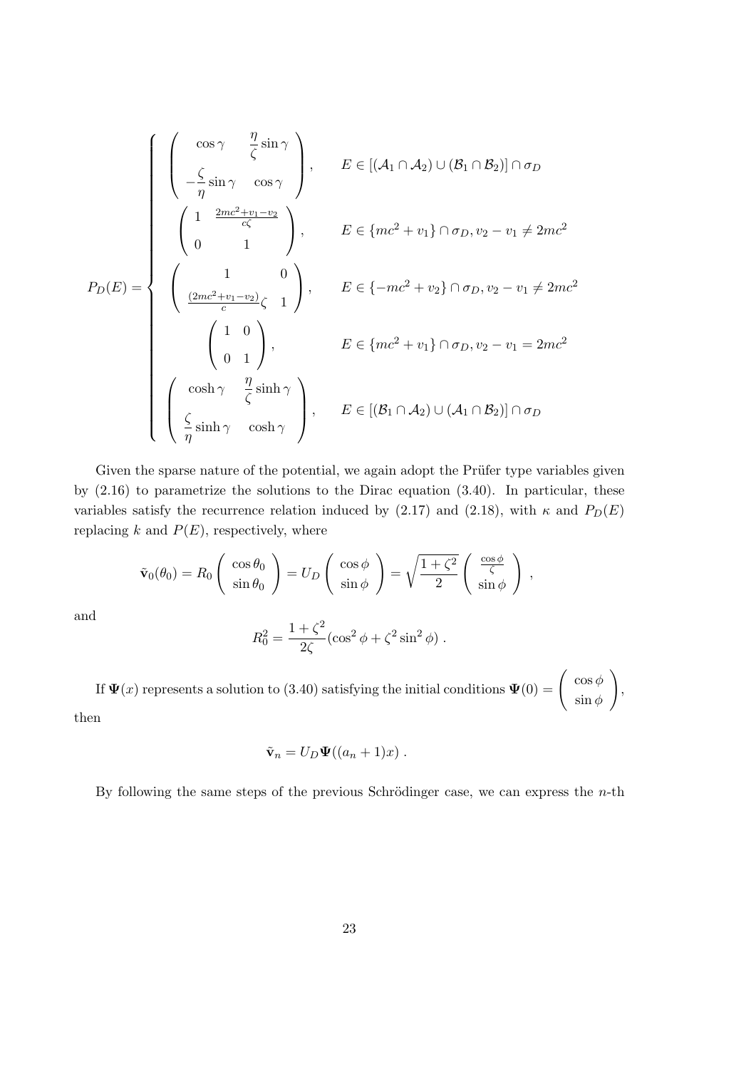$$
P_D(E) = \begin{cases}
\begin{pmatrix} \cos\gamma & \dfrac{\eta}{\zeta}\sin\gamma \\ -\dfrac{\zeta}{\eta}\sin\gamma & \cos\gamma \end{pmatrix}, & E \in [(\mathcal{A}_1 \cap \mathcal{A}_2) \cup (\mathcal{B}_1 \cap \mathcal{B}_2)] \cap \sigma_D \\
\begin{pmatrix} 1 & \frac{2mc^2+v_1-v_2}{c\zeta} \\ 0 & 1 \end{pmatrix}, & E \in \{mc^2 + v_1\} \cap \sigma_D, v_2 - v_1 \neq 2mc^2 \\
\begin{pmatrix} 1 & 0 \\ \frac{(2mc^2+v_1-v_2)}{c}\zeta & 1 \end{pmatrix}, & E \in \{-mc^2 + v_2\} \cap \sigma_D, v_2 - v_1 \neq 2mc^2 \\
\begin{pmatrix} 1 & 0 \\ 0 & 1 \end{pmatrix}, & E \in \{mc^2 + v_1\} \cap \sigma_D, v_2 - v_1 = 2mc^2 \\
\begin{pmatrix} \cosh\gamma & \dfrac{\eta}{\zeta}\sinh\gamma \\ \dfrac{\zeta}{\eta}\sinh\gamma & \cosh\gamma \end{pmatrix}, & E \in [(\mathcal{B}_1 \cap \mathcal{A}_2) \cup (\mathcal{A}_1 \cap \mathcal{B}_2)] \cap \sigma_D
\end{cases}
$$

Given the sparse nature of the potential, we again adopt the Prüfer type variables given by (2.16) to parametrize the solutions to the Dirac equation (3.40). In particular, these variables satisfy the recurrence relation induced by (2.17) and (2.18), with $\kappa$ and $P_D(E)$ replacing $k$ and $P(E)$, respectively, where

$$
\tilde{\mathbf{v}}_0(\theta_0) = R_0 \begin{pmatrix} \cos\theta_0 \\ \sin\theta_0 \end{pmatrix} = U_D \begin{pmatrix} \cos\phi \\ \sin\phi \end{pmatrix} = \sqrt{\frac{1+\zeta^2}{2}} \begin{pmatrix} \frac{\cos\phi}{\zeta} \\ \sin\phi \end{pmatrix} ,
$$

and

$$
R_0^2 = \frac{1+\zeta^2}{2\zeta}(\cos^2\phi + \zeta^2 \sin^2\phi) .
$$

If $\mathbf{\Psi}(x)$ represents a solution to (3.40) satisfying the initial conditions $\mathbf{\Psi}(0) = \begin{pmatrix} \cos\phi \\ \sin\phi \end{pmatrix}$, then

$$
\tilde{\mathbf{v}}_n = U_D \mathbf{\Psi}((a_n + 1)x) .
$$

By following the same steps of the previous Schrödinger case, we can express the $n$-th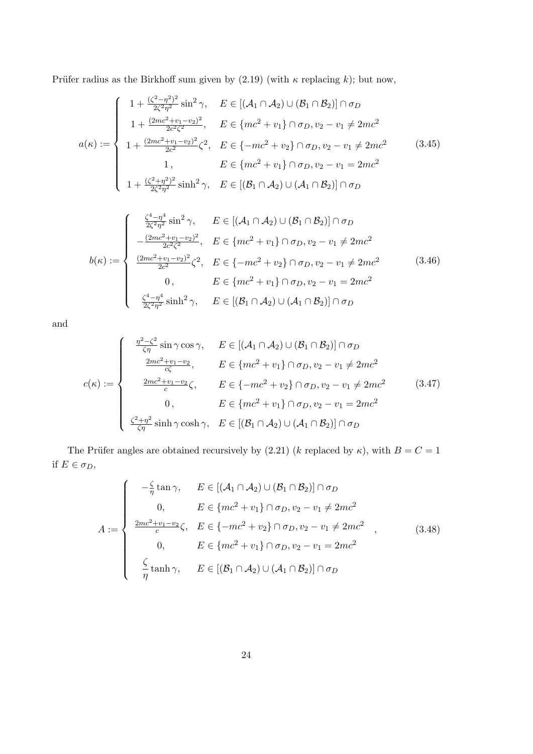Prüfer radius as the Birkhoff sum given by (2.19) (with $\kappa$ replacing $k$); but now,

$$
a(\kappa) := \begin{cases} 1 + \frac{(\zeta^2-\eta^2)^2}{2\zeta^2\eta^2}\sin^2\gamma, & E \in [(\mathcal{A}_1 \cap \mathcal{A}_2) \cup (\mathcal{B}_1 \cap \mathcal{B}_2)] \cap \sigma_D \\ 1 + \frac{(2mc^2+v_1-v_2)^2}{2c^2\zeta^2}, & E \in \{mc^2+v_1\} \cap \sigma_D, v_2 - v_1 \neq 2mc^2 \\ 1 + \frac{(2mc^2+v_1-v_2)^2}{2c^2}\zeta^2, & E \in \{-mc^2+v_2\} \cap \sigma_D, v_2 - v_1 \neq 2mc^2 \\ 1\,, & E \in \{mc^2+v_1\} \cap \sigma_D, v_2 - v_1 = 2mc^2 \\ 1 + \frac{(\zeta^2+\eta^2)^2}{2\zeta^2\eta^2}\sinh^2\gamma, & E \in [(\mathcal{B}_1 \cap \mathcal{A}_2) \cup (\mathcal{A}_1 \cap \mathcal{B}_2)] \cap \sigma_D \end{cases} \tag{3.45}
$$

$$
b(\kappa) := \begin{cases} \frac{\zeta^4-\eta^4}{2\zeta^2\eta^2}\sin^2\gamma, & E \in [(\mathcal{A}_1 \cap \mathcal{A}_2) \cup (\mathcal{B}_1 \cap \mathcal{B}_2)] \cap \sigma_D \\ -\frac{(2mc^2+v_1-v_2)^2}{2c^2\zeta^2}, & E \in \{mc^2+v_1\} \cap \sigma_D, v_2 - v_1 \neq 2mc^2 \\ \frac{(2mc^2+v_1-v_2)^2}{2c^2}\zeta^2, & E \in \{-mc^2+v_2\} \cap \sigma_D, v_2 - v_1 \neq 2mc^2 \\ 0\,, & E \in \{mc^2+v_1\} \cap \sigma_D, v_2 - v_1 = 2mc^2 \\ \frac{\zeta^4-\eta^4}{2\zeta^2\eta^2}\sinh^2\gamma, & E \in [(\mathcal{B}_1 \cap \mathcal{A}_2) \cup (\mathcal{A}_1 \cap \mathcal{B}_2)] \cap \sigma_D \end{cases} \tag{3.46}
$$

and

$$
c(\kappa) := \begin{cases} \frac{\eta^2-\zeta^2}{\zeta\eta}\sin\gamma\cos\gamma, & E \in [(\mathcal{A}_1 \cap \mathcal{A}_2) \cup (\mathcal{B}_1 \cap \mathcal{B}_2)] \cap \sigma_D \\ \frac{2mc^2+v_1-v_2}{c\zeta}, & E \in \{mc^2+v_1\} \cap \sigma_D, v_2 - v_1 \neq 2mc^2 \\ \frac{2mc^2+v_1-v_2}{c}\zeta, & E \in \{-mc^2+v_2\} \cap \sigma_D, v_2 - v_1 \neq 2mc^2 \\ 0\,, & E \in \{mc^2+v_1\} \cap \sigma_D, v_2 - v_1 = 2mc^2 \\ \frac{\zeta^2+\eta^2}{\zeta\eta}\sinh\gamma\cosh\gamma, & E \in [(\mathcal{B}_1 \cap \mathcal{A}_2) \cup (\mathcal{A}_1 \cap \mathcal{B}_2)] \cap \sigma_D \end{cases} \tag{3.47}
$$

The Prüfer angles are obtained recursively by (2.21) ($k$ replaced by $\kappa$), with $B = C = 1$ if $E \in \sigma_D$,

$$
A := \begin{cases} -\frac{\zeta}{\eta}\tan\gamma, & E \in [(\mathcal{A}_1 \cap \mathcal{A}_2) \cup (\mathcal{B}_1 \cap \mathcal{B}_2)] \cap \sigma_D \\ 0, & E \in \{mc^2+v_1\} \cap \sigma_D, v_2 - v_1 \neq 2mc^2 \\ \frac{2mc^2+v_1-v_2}{c}\zeta, & E \in \{-mc^2+v_2\} \cap \sigma_D, v_2 - v_1 \neq 2mc^2 \\ 0, & E \in \{mc^2+v_1\} \cap \sigma_D, v_2 - v_1 = 2mc^2 \\ \frac{\zeta}{\eta}\tanh\gamma, & E \in [(\mathcal{B}_1 \cap \mathcal{A}_2) \cup (\mathcal{A}_1 \cap \mathcal{B}_2)] \cap \sigma_D \end{cases} , \tag{3.48}
$$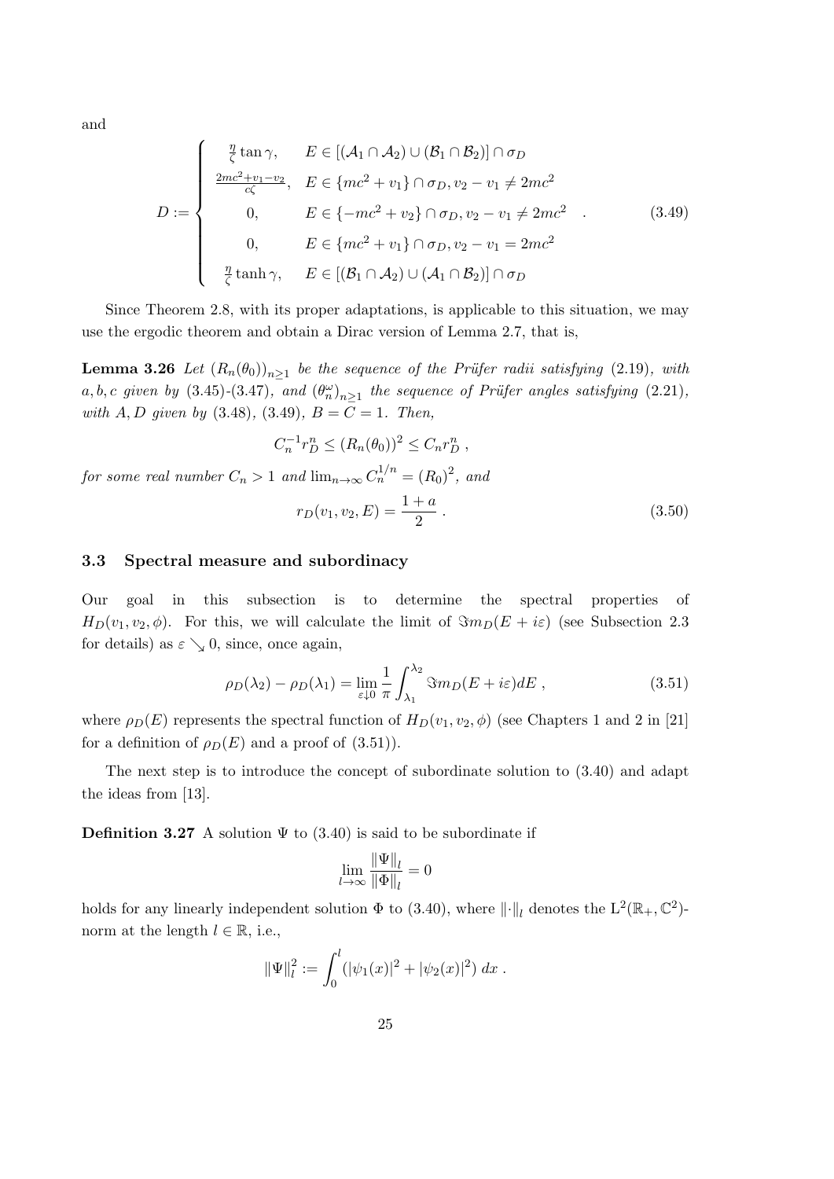and

$$
D := \begin{cases} \frac{\eta}{\zeta}\tan\gamma, & E \in [(\mathcal{A}_1 \cap \mathcal{A}_2) \cup (\mathcal{B}_1 \cap \mathcal{B}_2)] \cap \sigma_D \\ \frac{2mc^2+v_1-v_2}{c\zeta}, & E \in \{mc^2+v_1\} \cap \sigma_D, v_2 - v_1 \neq 2mc^2 \\ 0, & E \in \{-mc^2+v_2\} \cap \sigma_D, v_2 - v_1 \neq 2mc^2 \\ 0, & E \in \{mc^2+v_1\} \cap \sigma_D, v_2 - v_1 = 2mc^2 \\ \frac{\eta}{\zeta}\tanh\gamma, & E \in [(\mathcal{B}_1 \cap \mathcal{A}_2) \cup (\mathcal{A}_1 \cap \mathcal{B}_2)] \cap \sigma_D \end{cases} . \tag{3.49}
$$

Since Theorem 2.8, with its proper adaptations, is applicable to this situation, we may use the ergodic theorem and obtain a Dirac version of Lemma 2.7, that is,

**Lemma 3.26** *Let $(R_n(\theta_0))_{n\geq 1}$ be the sequence of the Prüfer radii satisfying (2.19), with $a, b, c$ given by (3.45)-(3.47), and $(\theta_n^\omega)_{n\geq 1}$ the sequence of Prüfer angles satisfying (2.21), with $A, D$ given by (3.48), (3.49), $B = C = 1$. Then,*

$$
C_n^{-1} r_D^n \leq (R_n(\theta_0))^2 \leq C_n r_D^n \ ,
$$

*for some real number $C_n > 1$ and $\lim_{n\to\infty} C_n^{1/n} = (R_0)^2$, and*

$$
r_D(v_1, v_2, E) = \frac{1+a}{2} \ . \tag{3.50}
$$

### 3.3 Spectral measure and subordinacy

Our goal in this subsection is to determine the spectral properties of $H_D(v_1, v_2, \phi)$. For this, we will calculate the limit of $\Im m_D(E + i\varepsilon)$ (see Subsection 2.3 for details) as $\varepsilon \searrow 0$, since, once again,

$$
\rho_D(\lambda_2) - \rho_D(\lambda_1) = \lim_{\varepsilon \downarrow 0} \frac{1}{\pi} \int_{\lambda_1}^{\lambda_2} \Im m_D(E + i\varepsilon) dE \ , \tag{3.51}
$$

where $\rho_D(E)$ represents the spectral function of $H_D(v_1, v_2, \phi)$ (see Chapters 1 and 2 in [21] for a definition of $\rho_D(E)$ and a proof of (3.51)).

The next step is to introduce the concept of subordinate solution to (3.40) and adapt the ideas from [13].

**Definition 3.27** A solution $\Psi$ to (3.40) is said to be subordinate if

$$
\lim_{l\to\infty} \frac{\|\Psi\|_l}{\|\Phi\|_l} = 0
$$

holds for any linearly independent solution $\Phi$ to (3.40), where $\|\cdot\|_l$ denotes the $\mathrm{L}^2(\mathbb{R}_+, \mathbb{C}^2)$-norm at the length $l \in \mathbb{R}$, i.e.,

$$
\|\Psi\|_l^2 := \int_0^l \left( |\psi_1(x)|^2 + |\psi_2(x)|^2 \right) dx \ .
$$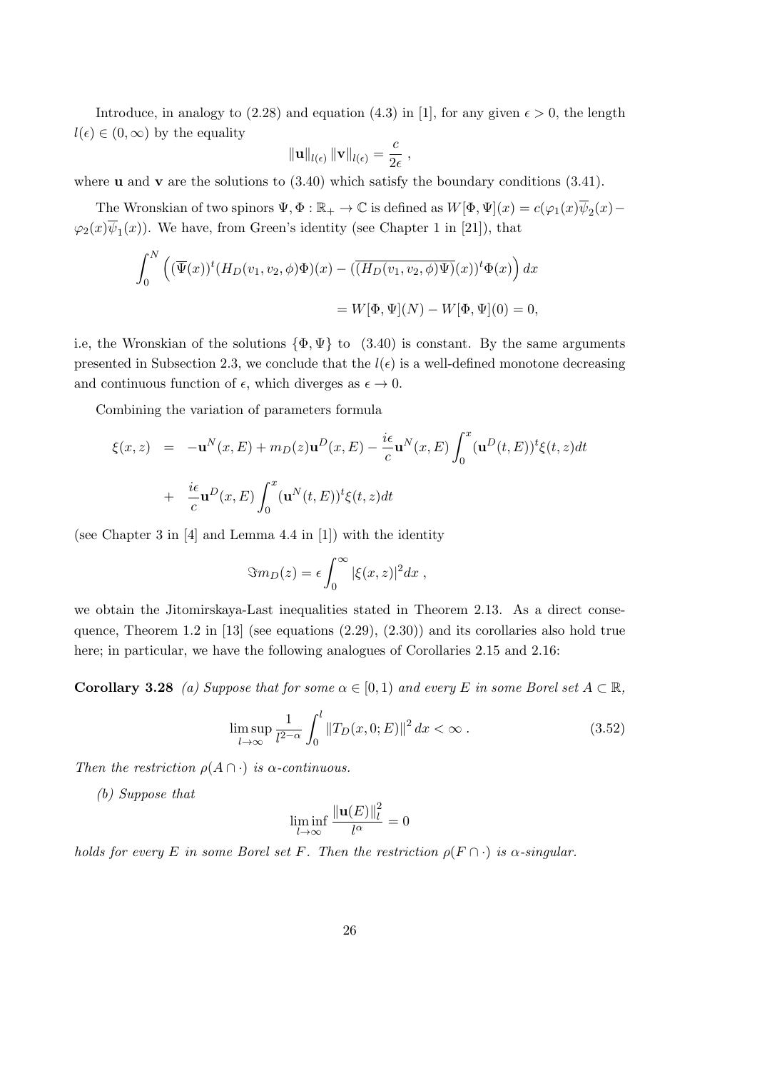Introduce, in analogy to (2.28) and equation (4.3) in [1], for any given $\epsilon > 0$, the length $l(\epsilon) \in (0, \infty)$ by the equality

$$\|\mathbf{u}\|_{l(\epsilon)} \|\mathbf{v}\|_{l(\epsilon)} = \frac{c}{2\epsilon} ,$$

where $\mathbf{u}$ and $\mathbf{v}$ are the solutions to (3.40) which satisfy the boundary conditions (3.41).

The Wronskian of two spinors $\Psi, \Phi : \mathbb{R}_+ \to \mathbb{C}$ is defined as $W[\Phi, \Psi](x) = c(\varphi_1(x)\overline{\psi}_2(x) - \varphi_2(x)\overline{\psi}_1(x))$. We have, from Green's identity (see Chapter 1 in [21]), that

$$\int_0^N \left( (\overline{\Psi}(x))^t (H_D(v_1, v_2, \phi)\Phi)(x) - (\overline{(H_D(v_1, v_2, \phi)\Psi)}(x))^t \Phi(x) \right) dx$$

$$= W[\Phi, \Psi](N) - W[\Phi, \Psi](0) = 0,$$

i.e, the Wronskian of the solutions $\{\Phi, \Psi\}$ to (3.40) is constant. By the same arguments presented in Subsection 2.3, we conclude that the $l(\epsilon)$ is a well-defined monotone decreasing and continuous function of $\epsilon$, which diverges as $\epsilon \to 0$.

Combining the variation of parameters formula

$$\begin{aligned} \xi(x, z) &= -\mathbf{u}^N(x, E) + m_D(z)\mathbf{u}^D(x, E) - \frac{i\epsilon}{c}\mathbf{u}^N(x, E) \int_0^x (\mathbf{u}^D(t, E))^t \xi(t, z) dt \\ &+ \frac{i\epsilon}{c}\mathbf{u}^D(x, E) \int_0^x (\mathbf{u}^N(t, E))^t \xi(t, z) dt \end{aligned}$$

(see Chapter 3 in [4] and Lemma 4.4 in [1]) with the identity

$$\Im m_D(z) = \epsilon \int_0^\infty |\xi(x, z)|^2 dx ,$$

we obtain the Jitomirskaya-Last inequalities stated in Theorem 2.13. As a direct consequence, Theorem 1.2 in [13] (see equations (2.29), (2.30)) and its corollaries also hold true here; in particular, we have the following analogues of Corollaries 2.15 and 2.16:

**Corollary 3.28** *(a) Suppose that for some $\alpha \in [0, 1)$ and every $E$ in some Borel set $A \subset \mathbb{R}$,*

$$\limsup_{l \to \infty} \frac{1}{l^{2-\alpha}} \int_0^l \|T_D(x, 0; E)\|^2 dx < \infty . \tag{3.52}$$

*Then the restriction $\rho(A \cap \cdot)$ is $\alpha$-continuous.*

*(b) Suppose that*

$$\liminf_{l \to \infty} \frac{\|\mathbf{u}(E)\|_l^2}{l^\alpha} = 0$$

*holds for every $E$ in some Borel set $F$. Then the restriction $\rho(F \cap \cdot)$ is $\alpha$-singular.*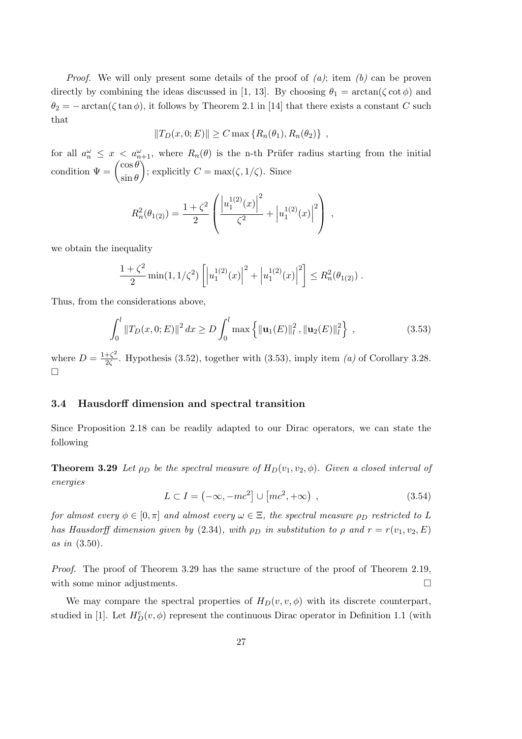*Proof.* We will only present some details of the proof of *(a)*; item *(b)* can be proven directly by combining the ideas discussed in [1, 13]. By choosing $\theta_1 = \arctan(\zeta \cot \phi)$ and $\theta_2 = -\arctan(\zeta \tan \phi)$, it follows by Theorem 2.1 in [14] that there exists a constant $C$ such that

$$\|T_D(x, 0; E)\| \geq C \max \{R_n(\theta_1), R_n(\theta_2)\} \ ,$$

for all $a_n^\omega \leq x < a_{n+1}^\omega$, where $R_n(\theta)$ is the n-th Prüfer radius starting from the initial condition $\Psi = \begin{pmatrix} \cos\theta \\ \sin\theta \end{pmatrix}$; explicitly $C = \max(\zeta, 1/\zeta)$. Since

$$R_n^2(\theta_{1(2)}) = \frac{1+\zeta^2}{2} \left( \frac{\left|u_1^{1(2)}(x)\right|^2}{\zeta^2} + \left|u_1^{1(2)}(x)\right|^2 \right) \ ,$$

we obtain the inequality

$$\frac{1+\zeta^2}{2} \min(1, 1/\zeta^2) \left[ \left|u_1^{1(2)}(x)\right|^2 + \left|u_1^{1(2)}(x)\right|^2 \right] \leq R_n^2(\theta_{1(2)}) \ .$$

Thus, from the considerations above,

$$\int_0^l \|T_D(x, 0; E)\|^2 \, dx \geq D \int_0^l \max \left\{ \|\mathbf{u}_1(E)\|_l^2 , \|\mathbf{u}_2(E)\|_l^2 \right\} \ , \tag{3.53}$$

where $D = \frac{1+\zeta^2}{2\zeta}$. Hypothesis (3.52), together with (3.53), imply item *(a)* of Corollary 3.28. □

### 3.4 Hausdorff dimension and spectral transition

Since Proposition 2.18 can be readily adapted to our Dirac operators, we can state the following

**Theorem 3.29** *Let $\rho_D$ be the spectral measure of $H_D(v_1, v_2, \phi)$. Given a closed interval of energies*

$$L \subset I = \left(-\infty, -mc^2\right] \cup \left[mc^2, +\infty\right) \ , \tag{3.54}$$

*for almost every $\phi \in [0, \pi]$ and almost every $\omega \in \Xi$, the spectral measure $\rho_D$ restricted to $L$ has Hausdorff dimension given by* (2.34)*, with $\rho_D$ in substitution to $\rho$ and $r = r(v_1, v_2, E)$ as in* (3.50)*.*

*Proof.* The proof of Theorem 3.29 has the same structure of the proof of Theorem 2.19, with some minor adjustments. □

We may compare the spectral properties of $H_D(v, v, \phi)$ with its discrete counterpart, studied in [1]. Let $H_D^c(v, \phi)$ represent the continuous Dirac operator in Definition 1.1 (with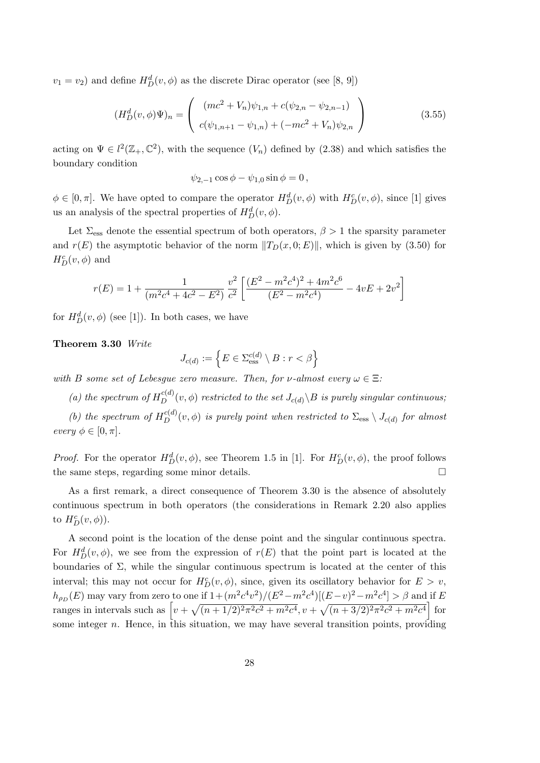$v_1 = v_2$) and define $H_D^d(v,\phi)$ as the discrete Dirac operator (see [8, 9])

$$(H_D^d(v,\phi)\Psi)_n = \begin{pmatrix} (mc^2 + V_n)\psi_{1,n} + c(\psi_{2,n} - \psi_{2,n-1}) \\ c(\psi_{1,n+1} - \psi_{1,n}) + (-mc^2 + V_n)\psi_{2,n} \end{pmatrix} \tag{3.55}$$

acting on $\Psi \in l^2(\mathbb{Z}_+, \mathbb{C}^2)$, with the sequence $(V_n)$ defined by (2.38) and which satisfies the boundary condition

$$\psi_{2,-1}\cos\phi - \psi_{1,0}\sin\phi = 0\,,$$

$\phi \in [0,\pi]$. We have opted to compare the operator $H_D^d(v,\phi)$ with $H_D^c(v,\phi)$, since [1] gives us an analysis of the spectral properties of $H_D^d(v,\phi)$.

Let $\Sigma_{\text{ess}}$ denote the essential spectrum of both operators, $\beta > 1$ the sparsity parameter and $r(E)$ the asymptotic behavior of the norm $\|T_D(x,0;E)\|$, which is given by (3.50) for $H_D^c(v,\phi)$ and

$$r(E) = 1 + \frac{1}{(m^2c^4 + 4c^2 - E^2)}\,\frac{v^2}{c^2}\left[\frac{(E^2 - m^2c^4)^2 + 4m^2c^6}{(E^2 - m^2c^4)} - 4vE + 2v^2\right]$$

for $H_D^d(v,\phi)$ (see [1]). In both cases, we have

**Theorem 3.30** *Write*

$$J_{c(d)} := \left\{E \in \Sigma_{\text{ess}}^{c(d)} \setminus B : r < \beta\right\}$$

*with $B$ some set of Lebesgue zero measure. Then, for $\nu$-almost every $\omega \in \Xi$:*

*(a) the spectrum of $H_D^{c(d)}(v,\phi)$ restricted to the set $J_{c(d)} \backslash B$ is purely singular continuous;*

*(b) the spectrum of $H_D^{c(d)}(v,\phi)$ is purely point when restricted to $\Sigma_{\text{ess}} \setminus J_{c(d)}$ for almost every $\phi \in [0,\pi]$.*

*Proof.* For the operator $H_D^d(v,\phi)$, see Theorem 1.5 in [1]. For $H_D^c(v,\phi)$, the proof follows the same steps, regarding some minor details. □

As a first remark, a direct consequence of Theorem 3.30 is the absence of absolutely continuous spectrum in both operators (the considerations in Remark 2.20 also applies to $H_D^c(v,\phi)$).

A second point is the location of the dense point and the singular continuous spectra. For $H_D^d(v,\phi)$, we see from the expression of $r(E)$ that the point part is located at the boundaries of $\Sigma$, while the singular continuous spectrum is located at the center of this interval; this may not occur for $H_D^c(v,\phi)$, since, given its oscillatory behavior for $E > v$, $h_{\rho_D}(E)$ may vary from zero to one if $1 + (m^2c^4v^2)/(E^2 - m^2c^4)[(E-v)^2 - m^2c^4] > \beta$ and if $E$ ranges in intervals such as $\left[v + \sqrt{(n+1/2)^2\pi^2c^2 + m^2c^4}, v + \sqrt{(n+3/2)^2\pi^2c^2 + m^2c^4}\right]$ for some integer $n$. Hence, in this situation, we may have several transition points, providing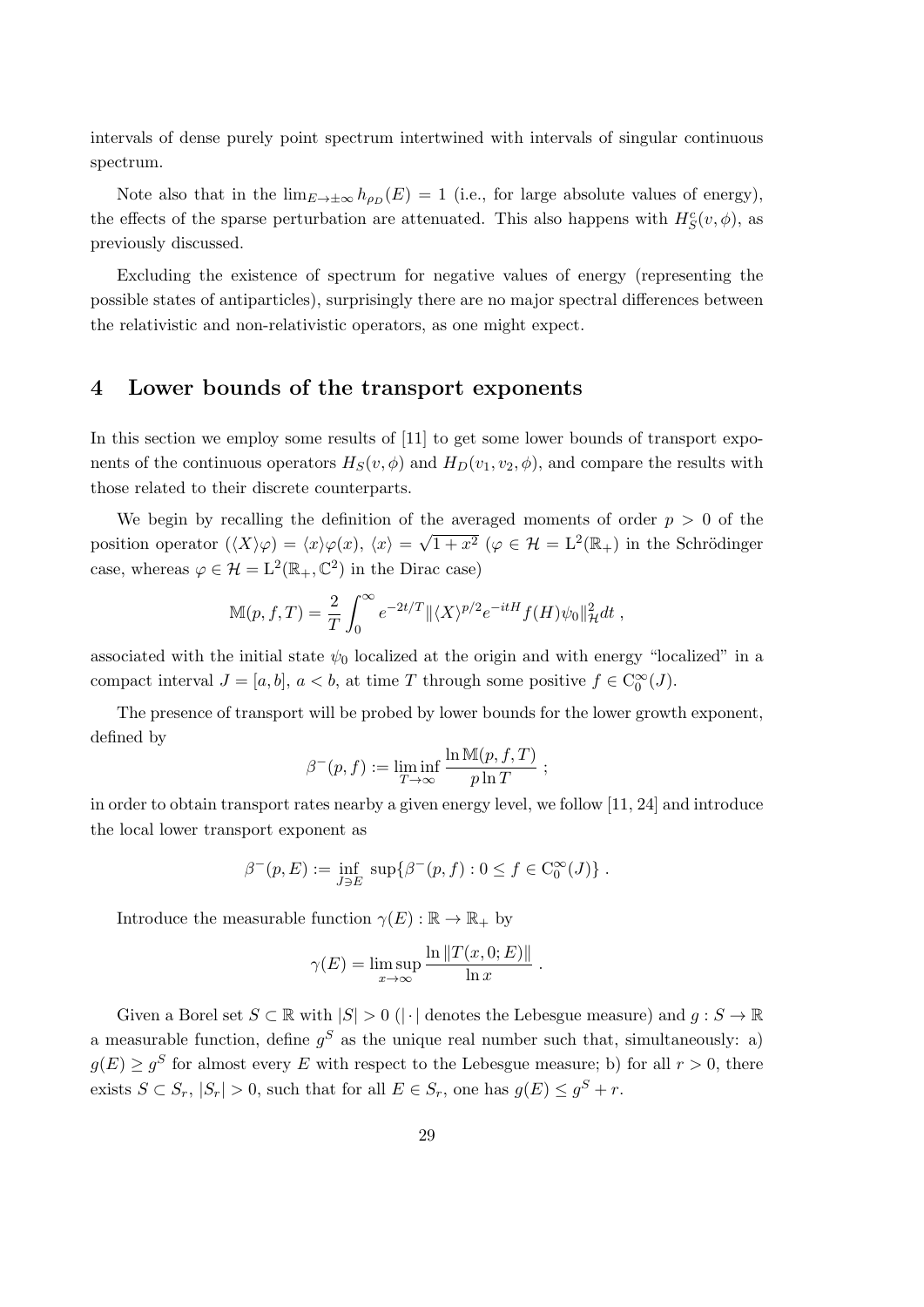intervals of dense purely point spectrum intertwined with intervals of singular continuous spectrum.

Note also that in the $\lim_{E\to\pm\infty} h_{\rho_D}(E) = 1$ (i.e., for large absolute values of energy), the effects of the sparse perturbation are attenuated. This also happens with $H_S^c(v,\phi)$, as previously discussed.

Excluding the existence of spectrum for negative values of energy (representing the possible states of antiparticles), surprisingly there are no major spectral differences between the relativistic and non-relativistic operators, as one might expect.

## 4 Lower bounds of the transport exponents

In this section we employ some results of [11] to get some lower bounds of transport exponents of the continuous operators $H_S(v,\phi)$ and $H_D(v_1,v_2,\phi)$, and compare the results with those related to their discrete counterparts.

We begin by recalling the definition of the averaged moments of order $p > 0$ of the position operator ($(\langle X\rangle\varphi) = \langle x\rangle\varphi(x)$, $\langle x\rangle = \sqrt{1+x^2}$ ($\varphi \in \mathcal{H} = \mathrm{L}^2(\mathbb{R}_+)$ in the Schrödinger case, whereas $\varphi \in \mathcal{H} = \mathrm{L}^2(\mathbb{R}_+,\mathbb{C}^2)$ in the Dirac case)

$$\mathbb{M}(p,f,T) = \frac{2}{T}\int_0^\infty e^{-2t/T}\|\langle X\rangle^{p/2}e^{-itH}f(H)\psi_0\|_{\mathcal{H}}^2 dt\ ,$$

associated with the initial state $\psi_0$ localized at the origin and with energy "localized" in a compact interval $J = [a,b]$, $a < b$, at time $T$ through some positive $f \in \mathrm{C}_0^\infty(J)$.

The presence of transport will be probed by lower bounds for the lower growth exponent, defined by

$$\beta^-(p,f) := \liminf_{T\to\infty} \frac{\ln \mathbb{M}(p,f,T)}{p\ln T}\ ;$$

in order to obtain transport rates nearby a given energy level, we follow [11, 24] and introduce the local lower transport exponent as

$$\beta^-(p,E) := \inf_{J\ni E}\ \sup\{\beta^-(p,f) : 0 \le f \in \mathrm{C}_0^\infty(J)\}\ .$$

Introduce the measurable function $\gamma(E) : \mathbb{R} \to \mathbb{R}_+$ by

$$\gamma(E) = \limsup_{x\to\infty} \frac{\ln\|T(x,0;E)\|}{\ln x}\ .$$

Given a Borel set $S \subset \mathbb{R}$ with $|S| > 0$ ($|\cdot|$ denotes the Lebesgue measure) and $g : S \to \mathbb{R}$ a measurable function, define $g^S$ as the unique real number such that, simultaneously: a) $g(E) \ge g^S$ for almost every $E$ with respect to the Lebesgue measure; b) for all $r > 0$, there exists $S \subset S_r$, $|S_r| > 0$, such that for all $E \in S_r$, one has $g(E) \le g^S + r$.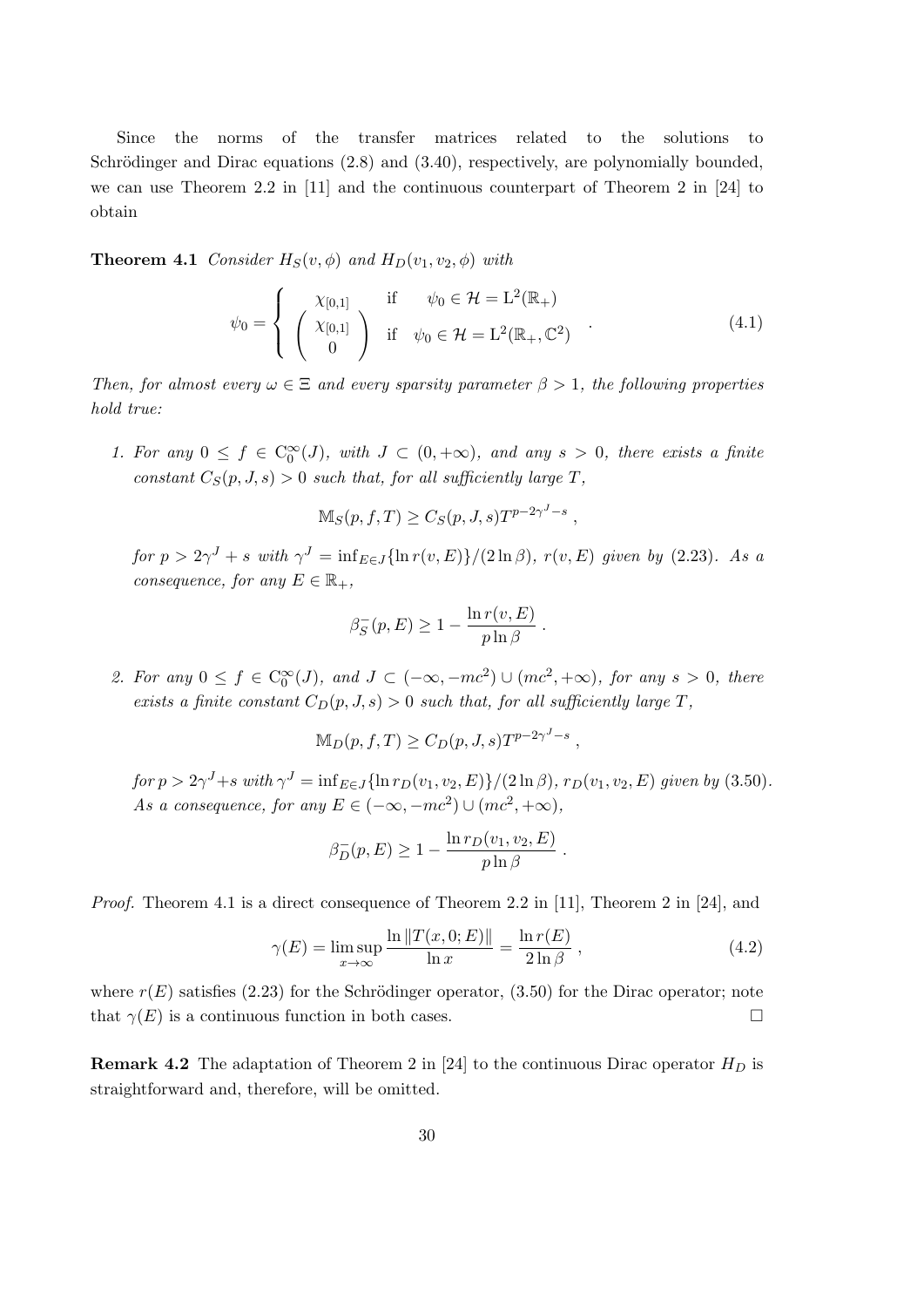Since the norms of the transfer matrices related to the solutions to Schrödinger and Dirac equations (2.8) and (3.40), respectively, are polynomially bounded, we can use Theorem 2.2 in [11] and the continuous counterpart of Theorem 2 in [24] to obtain

**Theorem 4.1** *Consider $H_S(v, \phi)$ and $H_D(v_1, v_2, \phi)$ with*

$$\psi_0 = \begin{cases} \chi_{[0,1]} & \text{if} \quad \psi_0 \in \mathcal{H} = \mathrm{L}^2(\mathbb{R}_+) \\ \begin{pmatrix} \chi_{[0,1]} \\ 0 \end{pmatrix} & \text{if} \quad \psi_0 \in \mathcal{H} = \mathrm{L}^2(\mathbb{R}_+, \mathbb{C}^2) \end{cases} . \tag{4.1}$$

*Then, for almost every $\omega \in \Xi$ and every sparsity parameter $\beta > 1$, the following properties hold true:*

1. *For any $0 \leq f \in \mathrm{C}_0^\infty(J)$, with $J \subset (0, +\infty)$, and any $s > 0$, there exists a finite constant $C_S(p, J, s) > 0$ such that, for all sufficiently large $T$,*

$$\mathbb{M}_S(p, f, T) \geq C_S(p, J, s) T^{p - 2\gamma^J - s} ,$$

*for $p > 2\gamma^J + s$ with $\gamma^J = \inf_{E \in J}\{\ln r(v, E)\}/(2 \ln \beta)$, $r(v, E)$ given by (2.23). As a consequence, for any $E \in \mathbb{R}_+$,*

$$\beta_S^-(p, E) \geq 1 - \frac{\ln r(v, E)}{p \ln \beta} .$$

2. *For any $0 \leq f \in \mathrm{C}_0^\infty(J)$, and $J \subset (-\infty, -mc^2) \cup (mc^2, +\infty)$, for any $s > 0$, there exists a finite constant $C_D(p, J, s) > 0$ such that, for all sufficiently large $T$,*

$$\mathbb{M}_D(p, f, T) \geq C_D(p, J, s) T^{p - 2\gamma^J - s} ,$$

*for $p > 2\gamma^J + s$ with $\gamma^J = \inf_{E \in J}\{\ln r_D(v_1, v_2, E)\}/(2 \ln \beta)$, $r_D(v_1, v_2, E)$ given by (3.50). As a consequence, for any $E \in (-\infty, -mc^2) \cup (mc^2, +\infty)$,*

$$\beta_D^-(p, E) \geq 1 - \frac{\ln r_D(v_1, v_2, E)}{p \ln \beta} .$$

*Proof.* Theorem 4.1 is a direct consequence of Theorem 2.2 in [11], Theorem 2 in [24], and

$$\gamma(E) = \limsup_{x \to \infty} \frac{\ln \|T(x, 0; E)\|}{\ln x} = \frac{\ln r(E)}{2 \ln \beta} , \tag{4.2}$$

where $r(E)$ satisfies (2.23) for the Schrödinger operator, (3.50) for the Dirac operator; note that $\gamma(E)$ is a continuous function in both cases. □

**Remark 4.2** The adaptation of Theorem 2 in [24] to the continuous Dirac operator $H_D$ is straightforward and, therefore, will be omitted.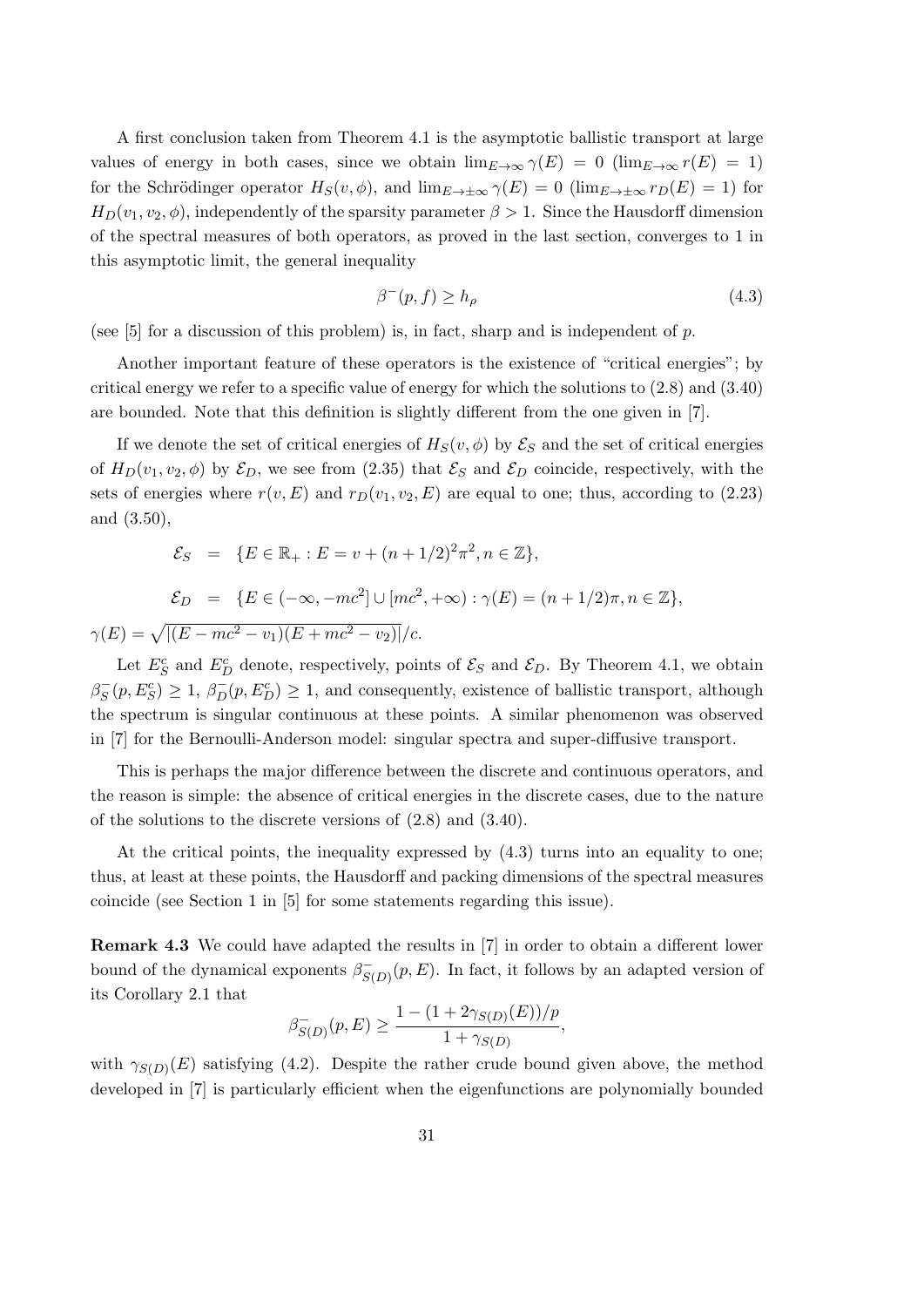A first conclusion taken from Theorem 4.1 is the asymptotic ballistic transport at large values of energy in both cases, since we obtain $\lim_{E\to\infty}\gamma(E) = 0$ ($\lim_{E\to\infty} r(E) = 1$) for the Schrödinger operator $H_S(v,\phi)$, and $\lim_{E\to\pm\infty}\gamma(E) = 0$ ($\lim_{E\to\pm\infty} r_D(E) = 1$) for $H_D(v_1, v_2, \phi)$, independently of the sparsity parameter $\beta > 1$. Since the Hausdorff dimension of the spectral measures of both operators, as proved in the last section, converges to 1 in this asymptotic limit, the general inequality

$$\beta^-(p, f) \geq h_\rho \tag{4.3}$$

(see [5] for a discussion of this problem) is, in fact, sharp and is independent of $p$.

Another important feature of these operators is the existence of "critical energies"; by critical energy we refer to a specific value of energy for which the solutions to (2.8) and (3.40) are bounded. Note that this definition is slightly different from the one given in [7].

If we denote the set of critical energies of $H_S(v,\phi)$ by $\mathcal{E}_S$ and the set of critical energies of $H_D(v_1, v_2, \phi)$ by $\mathcal{E}_D$, we see from (2.35) that $\mathcal{E}_S$ and $\mathcal{E}_D$ coincide, respectively, with the sets of energies where $r(v,E)$ and $r_D(v_1, v_2, E)$ are equal to one; thus, according to (2.23) and (3.50),

$$\begin{aligned}
\mathcal{E}_S &= \{E \in \mathbb{R}_+ : E = v + (n+1/2)^2\pi^2, n \in \mathbb{Z}\}, \\
\mathcal{E}_D &= \{E \in (-\infty, -mc^2] \cup [mc^2, +\infty) : \gamma(E) = (n+1/2)\pi, n \in \mathbb{Z}\},
\end{aligned}$$

$\gamma(E) = \sqrt{|(E - mc^2 - v_1)(E + mc^2 - v_2)|}/c.$

Let $E^c_S$ and $E^c_D$ denote, respectively, points of $\mathcal{E}_S$ and $\mathcal{E}_D$. By Theorem 4.1, we obtain $\beta^-_S(p, E^c_S) \geq 1$, $\beta^-_D(p, E^c_D) \geq 1$, and consequently, existence of ballistic transport, although the spectrum is singular continuous at these points. A similar phenomenon was observed in [7] for the Bernoulli-Anderson model: singular spectra and super-diffusive transport.

This is perhaps the major difference between the discrete and continuous operators, and the reason is simple: the absence of critical energies in the discrete cases, due to the nature of the solutions to the discrete versions of (2.8) and (3.40).

At the critical points, the inequality expressed by (4.3) turns into an equality to one; thus, at least at these points, the Hausdorff and packing dimensions of the spectral measures coincide (see Section 1 in [5] for some statements regarding this issue).

**Remark 4.3** We could have adapted the results in [7] in order to obtain a different lower bound of the dynamical exponents $\beta^-_{S(D)}(p, E)$. In fact, it follows by an adapted version of its Corollary 2.1 that

$$\beta^-_{S(D)}(p, E) \geq \frac{1 - (1 + 2\gamma_{S(D)}(E))/p}{1 + \gamma_{S(D)}},$$

with $\gamma_{S(D)}(E)$ satisfying (4.2). Despite the rather crude bound given above, the method developed in [7] is particularly efficient when the eigenfunctions are polynomially bounded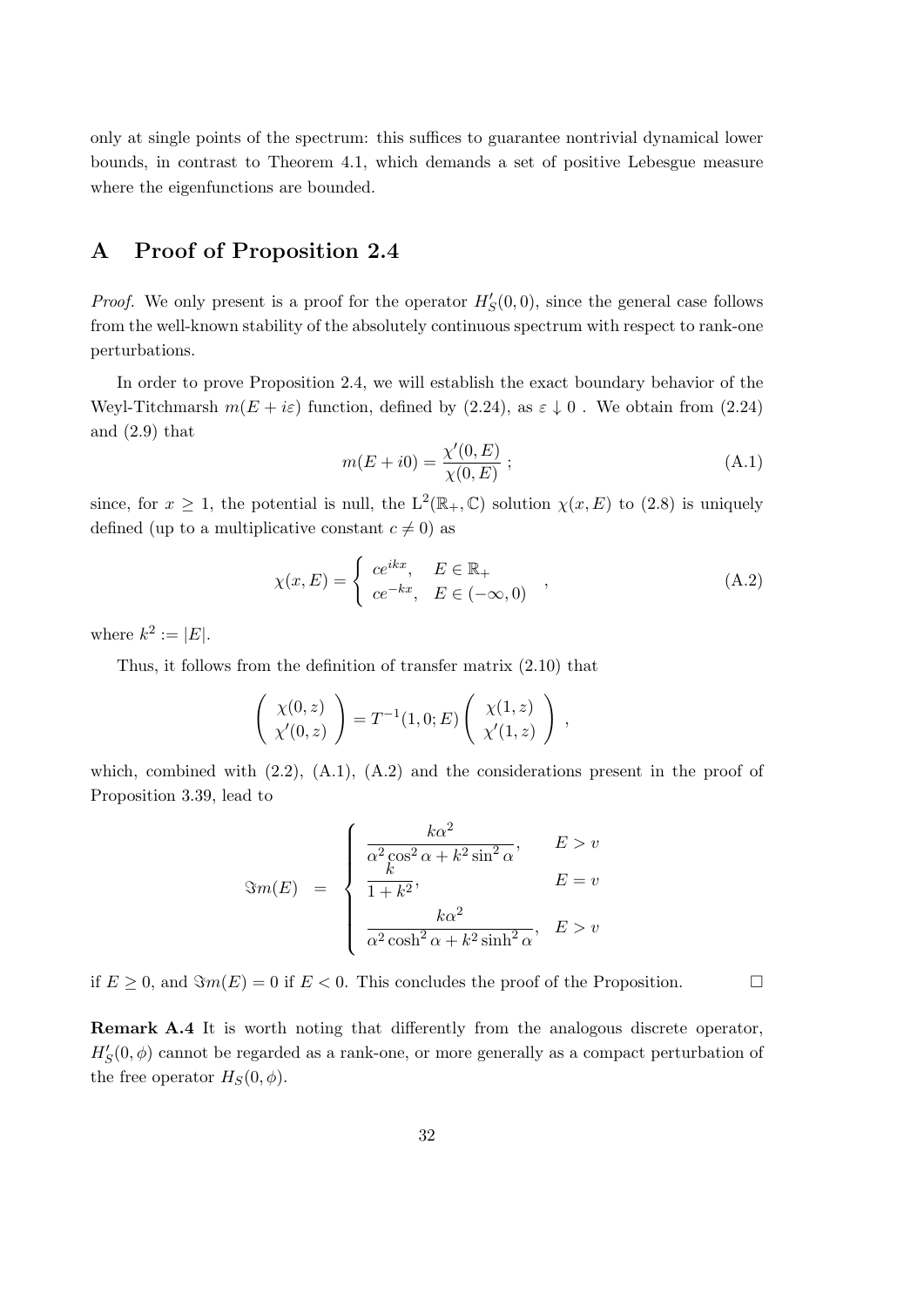only at single points of the spectrum: this suffices to guarantee nontrivial dynamical lower bounds, in contrast to Theorem 4.1, which demands a set of positive Lebesgue measure where the eigenfunctions are bounded.

## A Proof of Proposition 2.4

*Proof.* We only present is a proof for the operator $H_S'(0,0)$, since the general case follows from the well-known stability of the absolutely continuous spectrum with respect to rank-one perturbations.

In order to prove Proposition 2.4, we will establish the exact boundary behavior of the Weyl-Titchmarsh $m(E+i\varepsilon)$ function, defined by (2.24), as $\varepsilon \downarrow 0$ . We obtain from (2.24) and (2.9) that

$$m(E+i0) = \frac{\chi'(0,E)}{\chi(0,E)} \; ; \tag{A.1}$$

since, for $x \geq 1$, the potential is null, the $\mathrm{L}^2(\mathbb{R}_+, \mathbb{C})$ solution $\chi(x,E)$ to (2.8) is uniquely defined (up to a multiplicative constant $c \neq 0$) as

$$\chi(x,E) = \left\{ \begin{array}{ll} ce^{ikx}, & E \in \mathbb{R}_+ \\ ce^{-kx}, & E \in (-\infty, 0) \end{array} \right. , \tag{A.2}$$

where $k^2 := |E|$.

Thus, it follows from the definition of transfer matrix (2.10) that

$$\left( \begin{array}{c} \chi(0,z) \\ \chi'(0,z) \end{array} \right) = T^{-1}(1,0;E) \left( \begin{array}{c} \chi(1,z) \\ \chi'(1,z) \end{array} \right) ,$$

which, combined with (2.2), (A.1), (A.2) and the considerations present in the proof of Proposition 3.39, lead to

$$\Im m(E) \;\; = \;\; \left\{ \begin{array}{ll} \dfrac{k\alpha^2}{\alpha^2 \cos^2 \alpha + k^2 \sin^2 \alpha}, & E > v \\ \dfrac{k}{1+k^2}, & E = v \\ \dfrac{k\alpha^2}{\alpha^2 \cosh^2 \alpha + k^2 \sinh^2 \alpha}, & E > v \end{array} \right.$$

if $E \geq 0$, and $\Im m(E) = 0$ if $E < 0$. This concludes the proof of the Proposition. $\square$

**Remark A.4** It is worth noting that differently from the analogous discrete operator, $H_S'(0,\phi)$ cannot be regarded as a rank-one, or more generally as a compact perturbation of the free operator $H_S(0,\phi)$.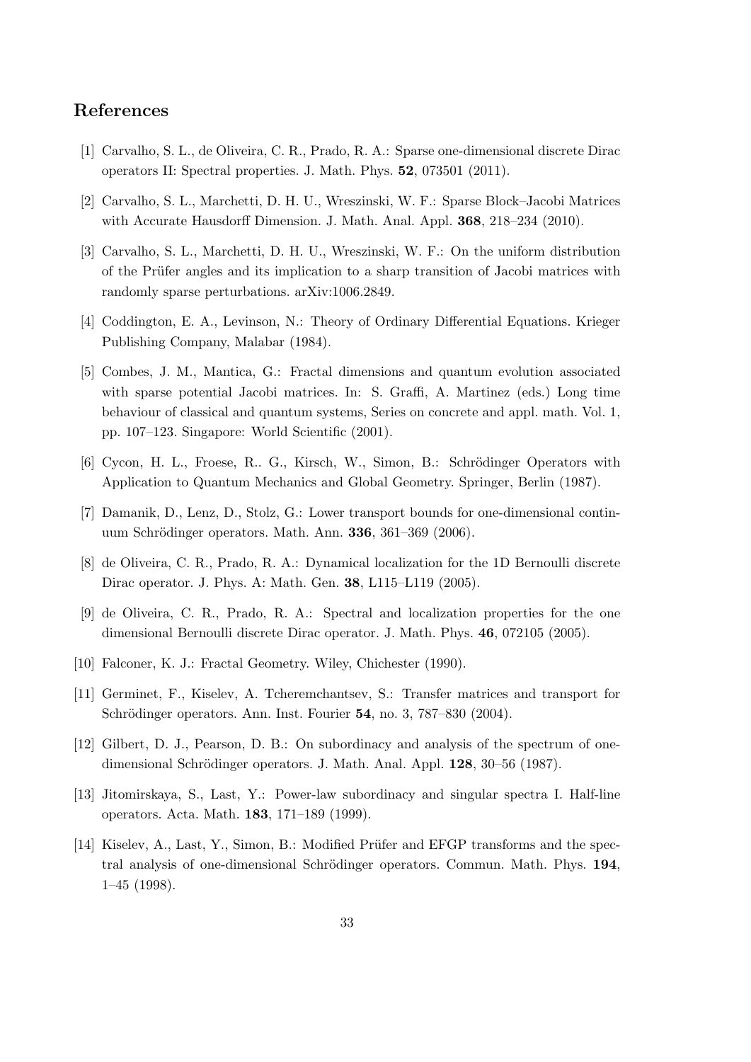## References

[1] Carvalho, S. L., de Oliveira, C. R., Prado, R. A.: Sparse one-dimensional discrete Dirac operators II: Spectral properties. J. Math. Phys. **52**, 073501 (2011).

[2] Carvalho, S. L., Marchetti, D. H. U., Wreszinski, W. F.: Sparse Block–Jacobi Matrices with Accurate Hausdorff Dimension. J. Math. Anal. Appl. **368**, 218–234 (2010).

[3] Carvalho, S. L., Marchetti, D. H. U., Wreszinski, W. F.: On the uniform distribution of the Prüfer angles and its implication to a sharp transition of Jacobi matrices with randomly sparse perturbations. arXiv:1006.2849.

[4] Coddington, E. A., Levinson, N.: Theory of Ordinary Differential Equations. Krieger Publishing Company, Malabar (1984).

[5] Combes, J. M., Mantica, G.: Fractal dimensions and quantum evolution associated with sparse potential Jacobi matrices. In: S. Graffi, A. Martinez (eds.) Long time behaviour of classical and quantum systems, Series on concrete and appl. math. Vol. 1, pp. 107–123. Singapore: World Scientific (2001).

[6] Cycon, H. L., Froese, R.. G., Kirsch, W., Simon, B.: Schrödinger Operators with Application to Quantum Mechanics and Global Geometry. Springer, Berlin (1987).

[7] Damanik, D., Lenz, D., Stolz, G.: Lower transport bounds for one-dimensional continuum Schrödinger operators. Math. Ann. **336**, 361–369 (2006).

[8] de Oliveira, C. R., Prado, R. A.: Dynamical localization for the 1D Bernoulli discrete Dirac operator. J. Phys. A: Math. Gen. **38**, L115–L119 (2005).

[9] de Oliveira, C. R., Prado, R. A.: Spectral and localization properties for the one dimensional Bernoulli discrete Dirac operator. J. Math. Phys. **46**, 072105 (2005).

[10] Falconer, K. J.: Fractal Geometry. Wiley, Chichester (1990).

[11] Germinet, F., Kiselev, A. Tcheremchantsev, S.: Transfer matrices and transport for Schrödinger operators. Ann. Inst. Fourier **54**, no. 3, 787–830 (2004).

[12] Gilbert, D. J., Pearson, D. B.: On subordinacy and analysis of the spectrum of one-dimensional Schrödinger operators. J. Math. Anal. Appl. **128**, 30–56 (1987).

[13] Jitomirskaya, S., Last, Y.: Power-law subordinacy and singular spectra I. Half-line operators. Acta. Math. **183**, 171–189 (1999).

[14] Kiselev, A., Last, Y., Simon, B.: Modified Prüfer and EFGP transforms and the spectral analysis of one-dimensional Schrödinger operators. Commun. Math. Phys. **194**, 1–45 (1998).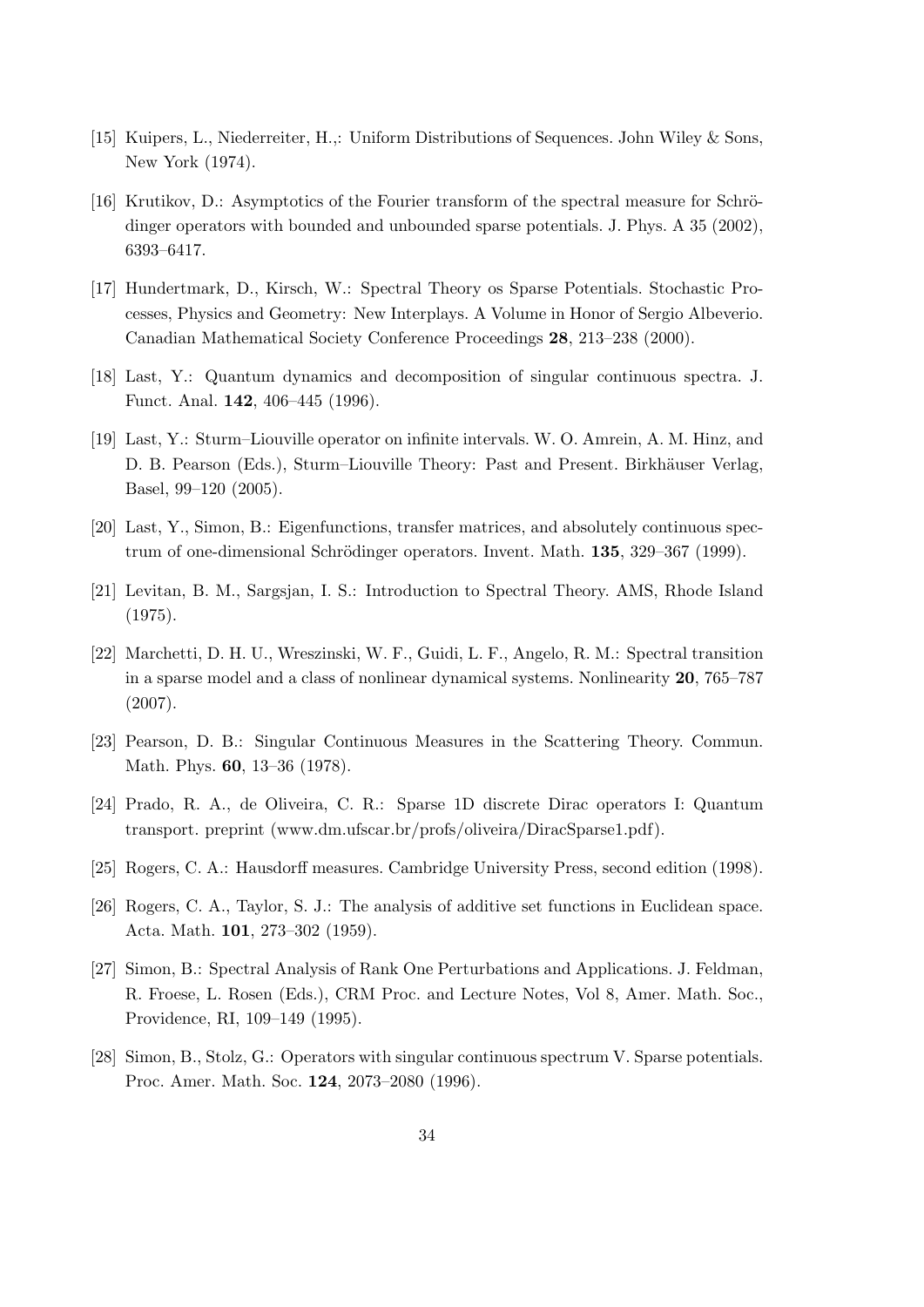[15] Kuipers, L., Niederreiter, H.,: Uniform Distributions of Sequences. John Wiley & Sons, New York (1974).

[16] Krutikov, D.: Asymptotics of the Fourier transform of the spectral measure for Schrödinger operators with bounded and unbounded sparse potentials. J. Phys. A 35 (2002), 6393–6417.

[17] Hundertmark, D., Kirsch, W.: Spectral Theory os Sparse Potentials. Stochastic Processes, Physics and Geometry: New Interplays. A Volume in Honor of Sergio Albeverio. Canadian Mathematical Society Conference Proceedings **28**, 213–238 (2000).

[18] Last, Y.: Quantum dynamics and decomposition of singular continuous spectra. J. Funct. Anal. **142**, 406–445 (1996).

[19] Last, Y.: Sturm–Liouville operator on infinite intervals. W. O. Amrein, A. M. Hinz, and D. B. Pearson (Eds.), Sturm–Liouville Theory: Past and Present. Birkhäuser Verlag, Basel, 99–120 (2005).

[20] Last, Y., Simon, B.: Eigenfunctions, transfer matrices, and absolutely continuous spectrum of one-dimensional Schrödinger operators. Invent. Math. **135**, 329–367 (1999).

[21] Levitan, B. M., Sargsjan, I. S.: Introduction to Spectral Theory. AMS, Rhode Island (1975).

[22] Marchetti, D. H. U., Wreszinski, W. F., Guidi, L. F., Angelo, R. M.: Spectral transition in a sparse model and a class of nonlinear dynamical systems. Nonlinearity **20**, 765–787 (2007).

[23] Pearson, D. B.: Singular Continuous Measures in the Scattering Theory. Commun. Math. Phys. **60**, 13–36 (1978).

[24] Prado, R. A., de Oliveira, C. R.: Sparse 1D discrete Dirac operators I: Quantum transport. preprint (www.dm.ufscar.br/profs/oliveira/DiracSparse1.pdf).

[25] Rogers, C. A.: Hausdorff measures. Cambridge University Press, second edition (1998).

[26] Rogers, C. A., Taylor, S. J.: The analysis of additive set functions in Euclidean space. Acta. Math. **101**, 273–302 (1959).

[27] Simon, B.: Spectral Analysis of Rank One Perturbations and Applications. J. Feldman, R. Froese, L. Rosen (Eds.), CRM Proc. and Lecture Notes, Vol 8, Amer. Math. Soc., Providence, RI, 109–149 (1995).

[28] Simon, B., Stolz, G.: Operators with singular continuous spectrum V. Sparse potentials. Proc. Amer. Math. Soc. **124**, 2073–2080 (1996).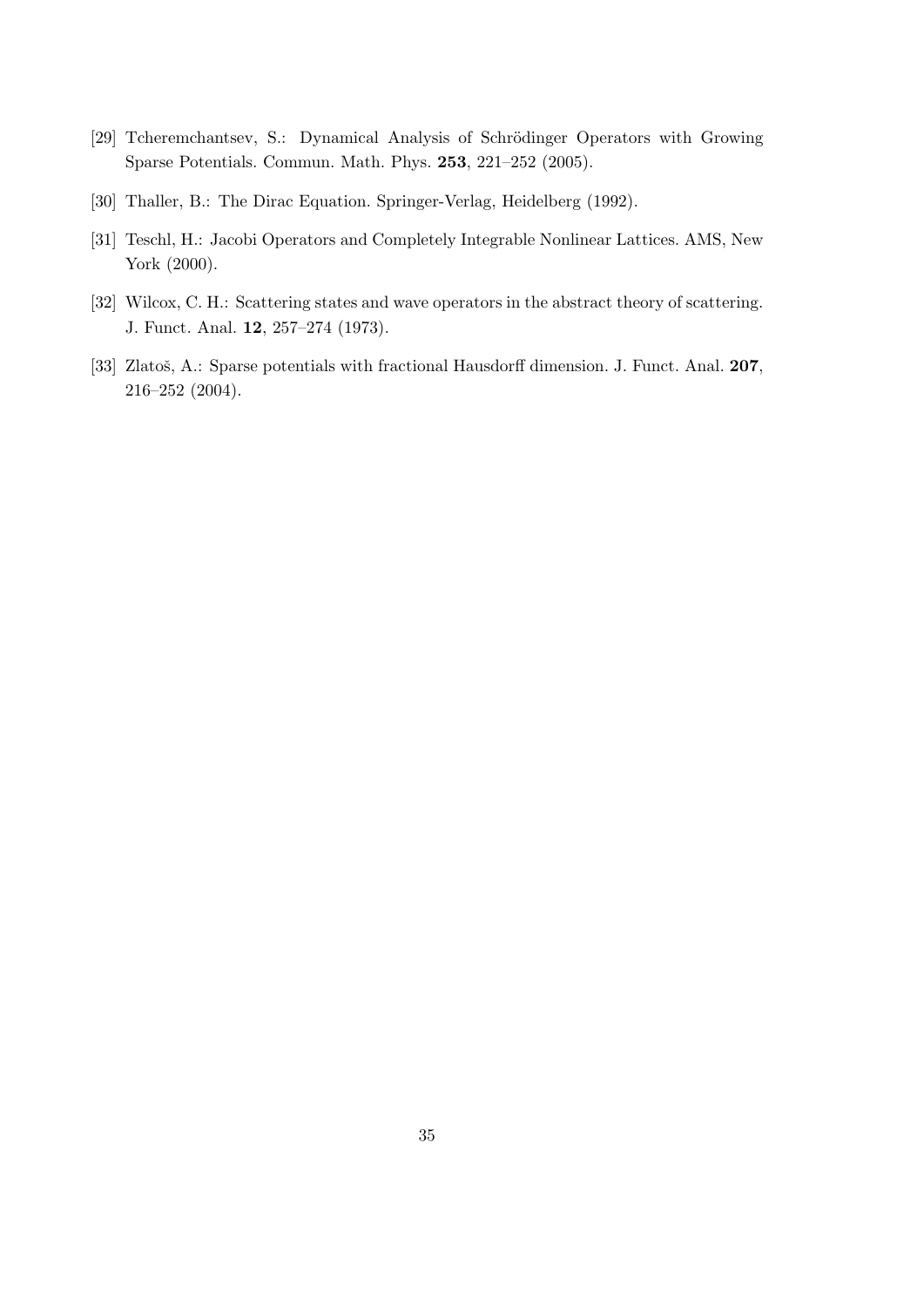[29] Tcheremchantsev, S.: Dynamical Analysis of Schrödinger Operators with Growing Sparse Potentials. Commun. Math. Phys. **253**, 221–252 (2005).

[30] Thaller, B.: The Dirac Equation. Springer-Verlag, Heidelberg (1992).

[31] Teschl, H.: Jacobi Operators and Completely Integrable Nonlinear Lattices. AMS, New York (2000).

[32] Wilcox, C. H.: Scattering states and wave operators in the abstract theory of scattering. J. Funct. Anal. **12**, 257–274 (1973).

[33] Zlatoš, A.: Sparse potentials with fractional Hausdorff dimension. J. Funct. Anal. **207**, 216–252 (2004).